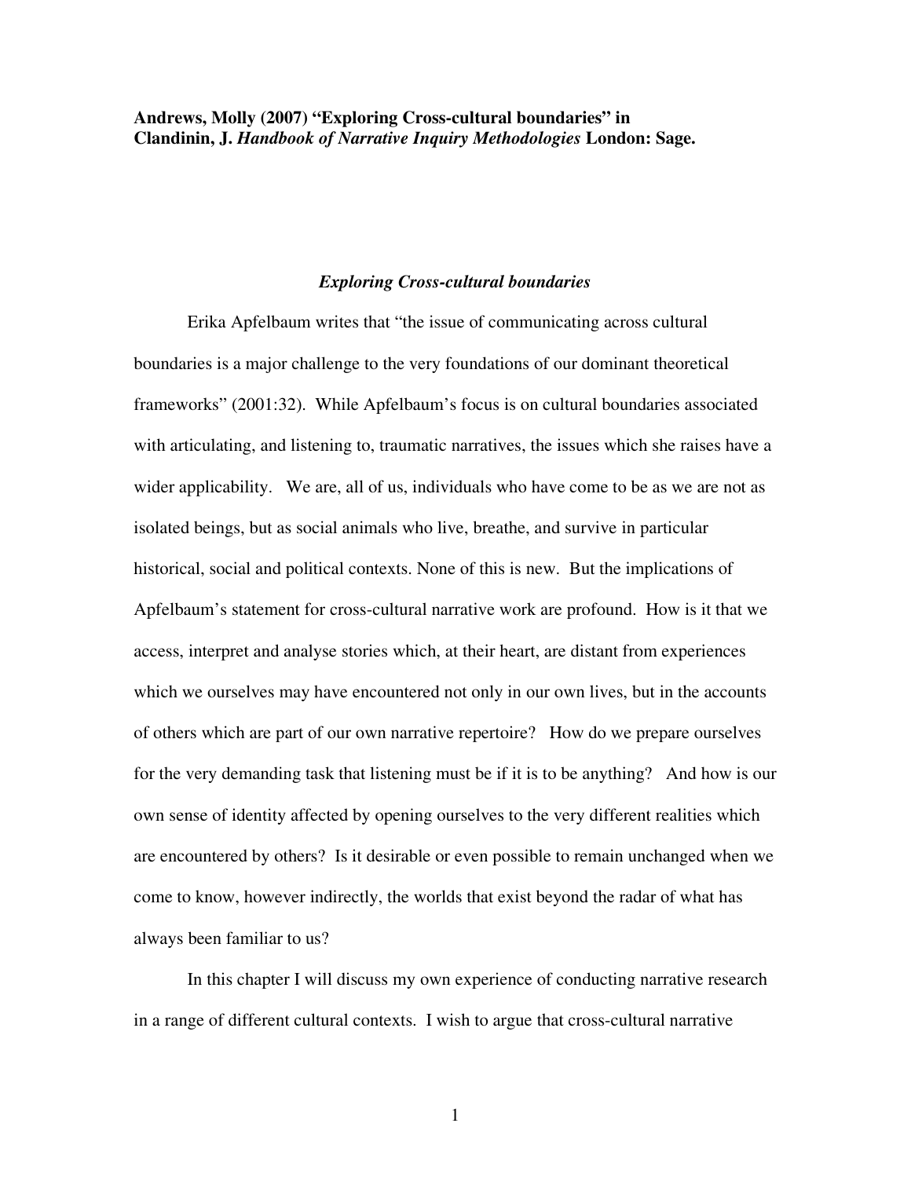**Andrews, Molly (2007) "Exploring Cross-cultural boundaries" in Clandinin, J. *Handbook of Narrative Inquiry Methodologies* London: Sage.**

## *Exploring Cross-cultural boundaries*

Erika Apfelbaum writes that "the issue of communicating across cultural boundaries is a major challenge to the very foundations of our dominant theoretical frameworks" (2001:32). While Apfelbaum's focus is on cultural boundaries associated with articulating, and listening to, traumatic narratives, the issues which she raises have a wider applicability. We are, all of us, individuals who have come to be as we are not as isolated beings, but as social animals who live, breathe, and survive in particular historical, social and political contexts. None of this is new. But the implications of Apfelbaum's statement for cross-cultural narrative work are profound. How is it that we access, interpret and analyse stories which, at their heart, are distant from experiences which we ourselves may have encountered not only in our own lives, but in the accounts of others which are part of our own narrative repertoire? How do we prepare ourselves for the very demanding task that listening must be if it is to be anything? And how is our own sense of identity affected by opening ourselves to the very different realities which are encountered by others? Is it desirable or even possible to remain unchanged when we come to know, however indirectly, the worlds that exist beyond the radar of what has always been familiar to us?

In this chapter I will discuss my own experience of conducting narrative research in a range of different cultural contexts. I wish to argue that cross-cultural narrative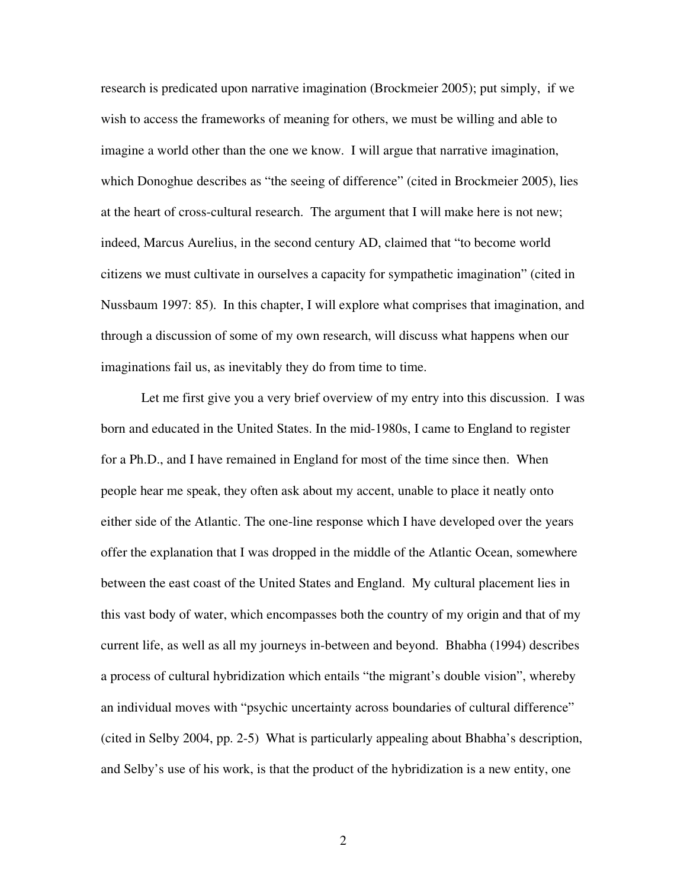research is predicated upon narrative imagination (Brockmeier 2005); put simply, if we wish to access the frameworks of meaning for others, we must be willing and able to imagine a world other than the one we know. I will argue that narrative imagination, which Donoghue describes as "the seeing of difference" (cited in Brockmeier 2005), lies at the heart of cross-cultural research. The argument that I will make here is not new; indeed, Marcus Aurelius, in the second century AD, claimed that "to become world citizens we must cultivate in ourselves a capacity for sympathetic imagination" (cited in Nussbaum 1997: 85). In this chapter, I will explore what comprises that imagination, and through a discussion of some of my own research, will discuss what happens when our imaginations fail us, as inevitably they do from time to time.

Let me first give you a very brief overview of my entry into this discussion. I was born and educated in the United States. In the mid-1980s, I came to England to register for a Ph.D., and I have remained in England for most of the time since then. When people hear me speak, they often ask about my accent, unable to place it neatly onto either side of the Atlantic. The one-line response which I have developed over the years offer the explanation that I was dropped in the middle of the Atlantic Ocean, somewhere between the east coast of the United States and England. My cultural placement lies in this vast body of water, which encompasses both the country of my origin and that of my current life, as well as all my journeys in-between and beyond. Bhabha (1994) describes a process of cultural hybridization which entails "the migrant's double vision", whereby an individual moves with "psychic uncertainty across boundaries of cultural difference" (cited in Selby 2004, pp. 2-5) What is particularly appealing about Bhabha's description, and Selby's use of his work, is that the product of the hybridization is a new entity, one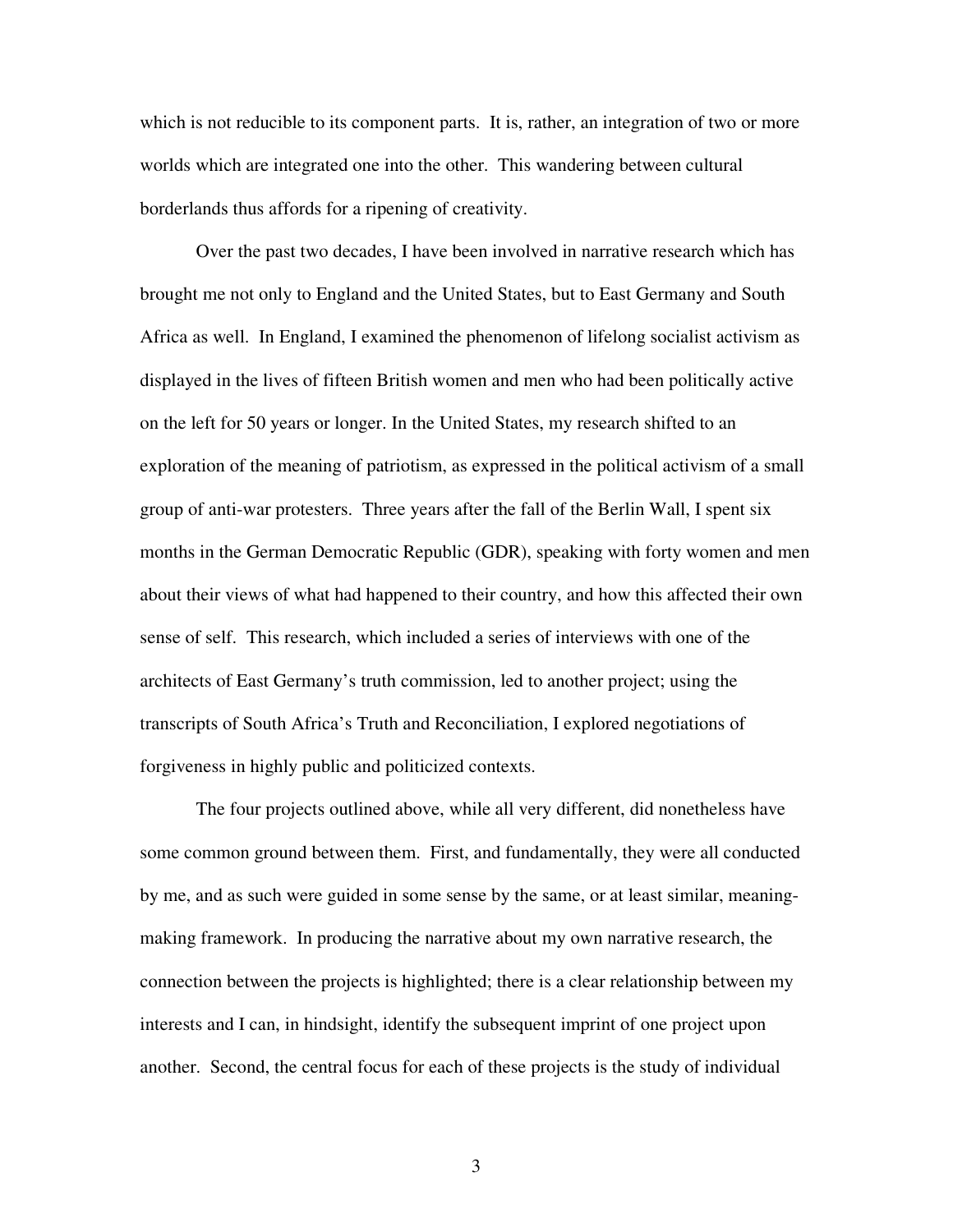which is not reducible to its component parts. It is, rather, an integration of two or more worlds which are integrated one into the other. This wandering between cultural borderlands thus affords for a ripening of creativity.

Over the past two decades, I have been involved in narrative research which has brought me not only to England and the United States, but to East Germany and South Africa as well. In England, I examined the phenomenon of lifelong socialist activism as displayed in the lives of fifteen British women and men who had been politically active on the left for 50 years or longer. In the United States, my research shifted to an exploration of the meaning of patriotism, as expressed in the political activism of a small group of anti-war protesters. Three years after the fall of the Berlin Wall, I spent six months in the German Democratic Republic (GDR), speaking with forty women and men about their views of what had happened to their country, and how this affected their own sense of self. This research, which included a series of interviews with one of the architects of East Germany's truth commission, led to another project; using the transcripts of South Africa's Truth and Reconciliation, I explored negotiations of forgiveness in highly public and politicized contexts.

The four projects outlined above, while all very different, did nonetheless have some common ground between them. First, and fundamentally, they were all conducted by me, and as such were guided in some sense by the same, or at least similar, meaning-making framework. In producing the narrative about my own narrative research, the connection between the projects is highlighted; there is a clear relationship between my interests and I can, in hindsight, identify the subsequent imprint of one project upon another. Second, the central focus for each of these projects is the study of individual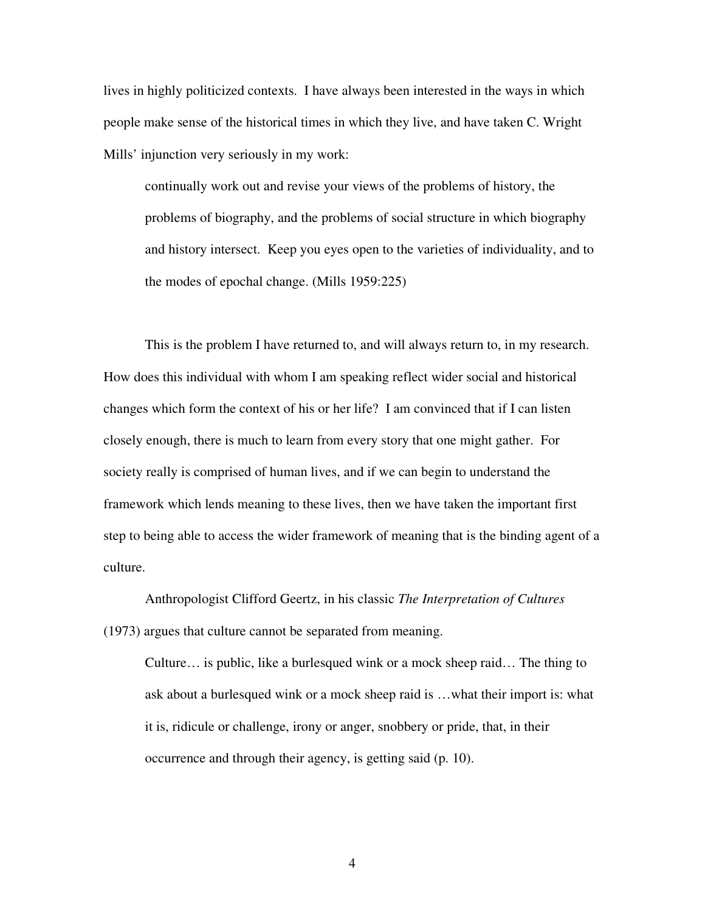lives in highly politicized contexts. I have always been interested in the ways in which people make sense of the historical times in which they live, and have taken C. Wright Mills' injunction very seriously in my work:

> continually work out and revise your views of the problems of history, the problems of biography, and the problems of social structure in which biography and history intersect. Keep you eyes open to the varieties of individuality, and to the modes of epochal change. (Mills 1959:225)

This is the problem I have returned to, and will always return to, in my research. How does this individual with whom I am speaking reflect wider social and historical changes which form the context of his or her life? I am convinced that if I can listen closely enough, there is much to learn from every story that one might gather. For society really is comprised of human lives, and if we can begin to understand the framework which lends meaning to these lives, then we have taken the important first step to being able to access the wider framework of meaning that is the binding agent of a culture.

Anthropologist Clifford Geertz, in his classic *The Interpretation of Cultures* (1973) argues that culture cannot be separated from meaning.

> Culture… is public, like a burlesqued wink or a mock sheep raid… The thing to ask about a burlesqued wink or a mock sheep raid is …what their import is: what it is, ridicule or challenge, irony or anger, snobbery or pride, that, in their occurrence and through their agency, is getting said (p. 10).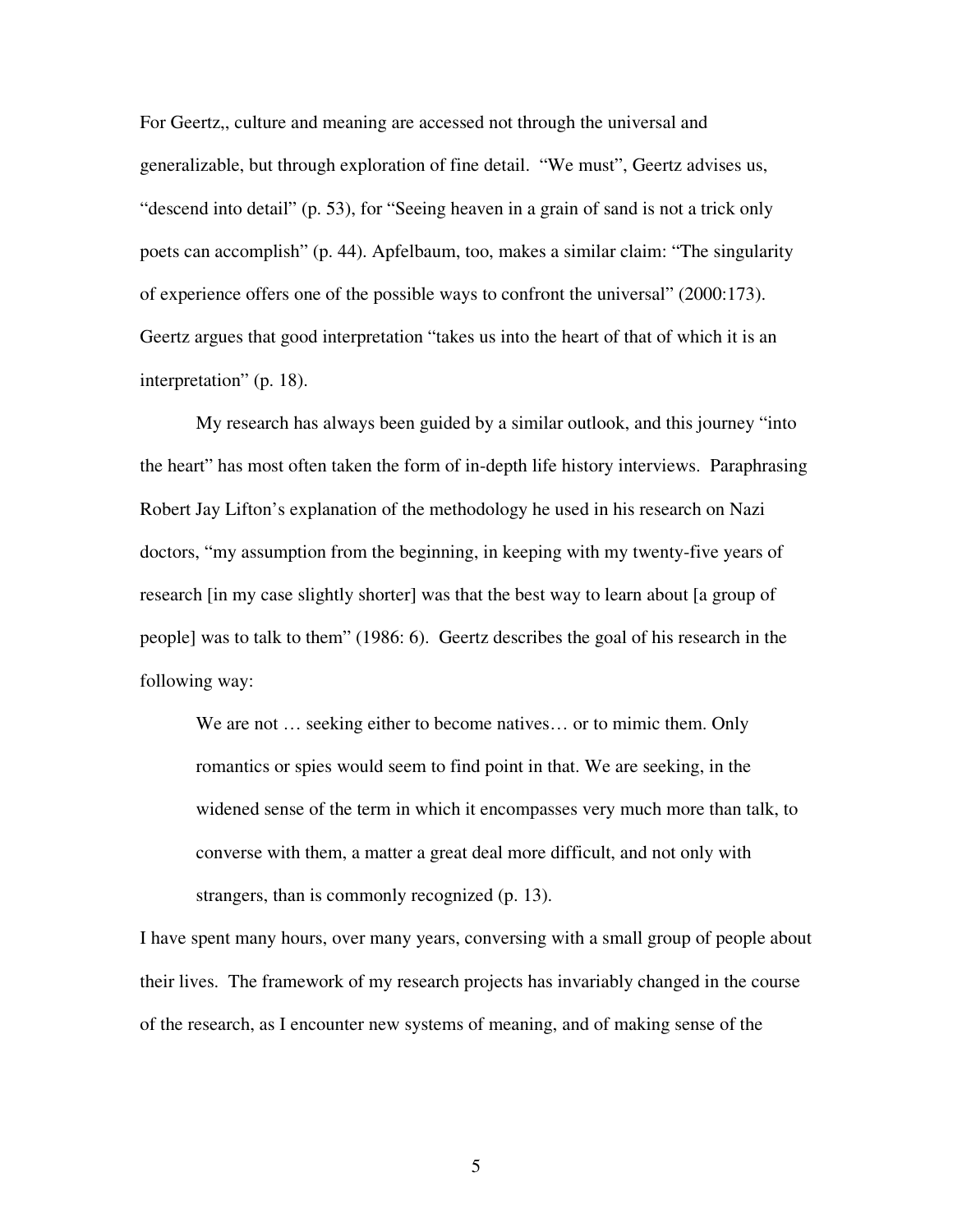For Geertz,, culture and meaning are accessed not through the universal and generalizable, but through exploration of fine detail. "We must", Geertz advises us, "descend into detail" (p. 53), for "Seeing heaven in a grain of sand is not a trick only poets can accomplish" (p. 44). Apfelbaum, too, makes a similar claim: "The singularity of experience offers one of the possible ways to confront the universal" (2000:173). Geertz argues that good interpretation "takes us into the heart of that of which it is an interpretation" (p. 18).

My research has always been guided by a similar outlook, and this journey "into the heart" has most often taken the form of in-depth life history interviews. Paraphrasing Robert Jay Lifton's explanation of the methodology he used in his research on Nazi doctors, "my assumption from the beginning, in keeping with my twenty-five years of research [in my case slightly shorter] was that the best way to learn about [a group of people] was to talk to them" (1986: 6). Geertz describes the goal of his research in the following way:

> We are not … seeking either to become natives… or to mimic them. Only romantics or spies would seem to find point in that. We are seeking, in the widened sense of the term in which it encompasses very much more than talk, to converse with them, a matter a great deal more difficult, and not only with strangers, than is commonly recognized (p. 13).

I have spent many hours, over many years, conversing with a small group of people about their lives. The framework of my research projects has invariably changed in the course of the research, as I encounter new systems of meaning, and of making sense of the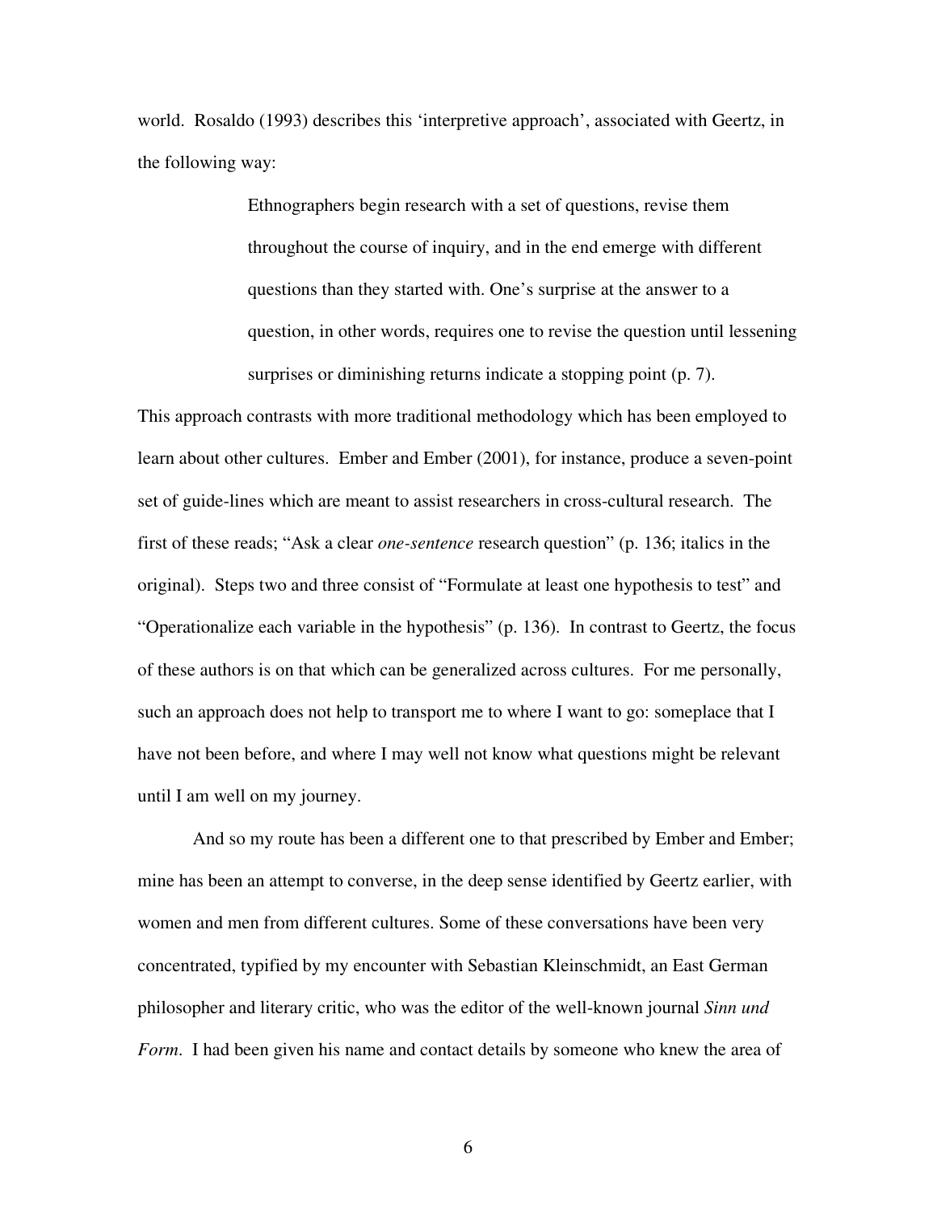world. Rosaldo (1993) describes this 'interpretive approach', associated with Geertz, in the following way:

> Ethnographers begin research with a set of questions, revise them throughout the course of inquiry, and in the end emerge with different questions than they started with. One's surprise at the answer to a question, in other words, requires one to revise the question until lessening surprises or diminishing returns indicate a stopping point (p. 7).

This approach contrasts with more traditional methodology which has been employed to learn about other cultures. Ember and Ember (2001), for instance, produce a seven-point set of guide-lines which are meant to assist researchers in cross-cultural research. The first of these reads; "Ask a clear *one-sentence* research question" (p. 136; italics in the original). Steps two and three consist of "Formulate at least one hypothesis to test" and "Operationalize each variable in the hypothesis" (p. 136). In contrast to Geertz, the focus of these authors is on that which can be generalized across cultures. For me personally, such an approach does not help to transport me to where I want to go: someplace that I have not been before, and where I may well not know what questions might be relevant until I am well on my journey.

And so my route has been a different one to that prescribed by Ember and Ember; mine has been an attempt to converse, in the deep sense identified by Geertz earlier, with women and men from different cultures. Some of these conversations have been very concentrated, typified by my encounter with Sebastian Kleinschmidt, an East German philosopher and literary critic, who was the editor of the well-known journal *Sinn und Form*. I had been given his name and contact details by someone who knew the area of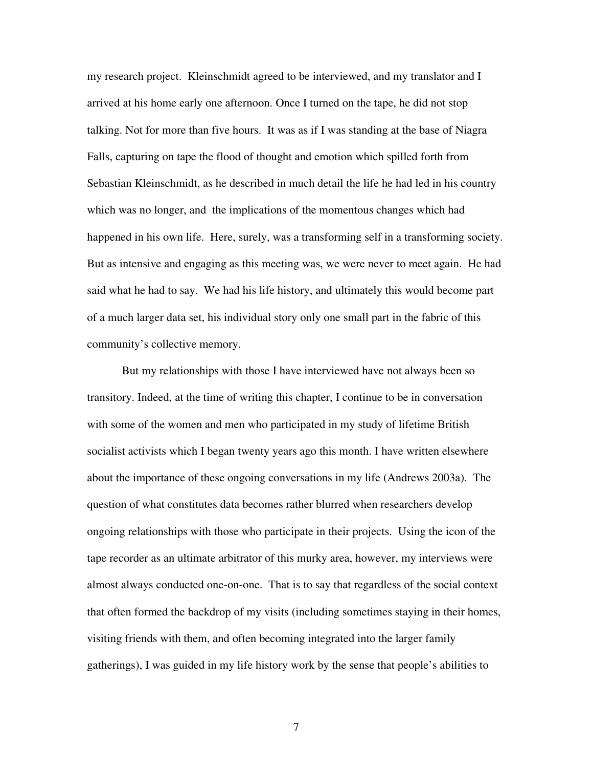my research project. Kleinschmidt agreed to be interviewed, and my translator and I arrived at his home early one afternoon. Once I turned on the tape, he did not stop talking. Not for more than five hours. It was as if I was standing at the base of Niagra Falls, capturing on tape the flood of thought and emotion which spilled forth from Sebastian Kleinschmidt, as he described in much detail the life he had led in his country which was no longer, and the implications of the momentous changes which had happened in his own life. Here, surely, was a transforming self in a transforming society. But as intensive and engaging as this meeting was, we were never to meet again. He had said what he had to say. We had his life history, and ultimately this would become part of a much larger data set, his individual story only one small part in the fabric of this community's collective memory.

But my relationships with those I have interviewed have not always been so transitory. Indeed, at the time of writing this chapter, I continue to be in conversation with some of the women and men who participated in my study of lifetime British socialist activists which I began twenty years ago this month. I have written elsewhere about the importance of these ongoing conversations in my life (Andrews 2003a). The question of what constitutes data becomes rather blurred when researchers develop ongoing relationships with those who participate in their projects. Using the icon of the tape recorder as an ultimate arbitrator of this murky area, however, my interviews were almost always conducted one-on-one. That is to say that regardless of the social context that often formed the backdrop of my visits (including sometimes staying in their homes, visiting friends with them, and often becoming integrated into the larger family gatherings), I was guided in my life history work by the sense that people's abilities to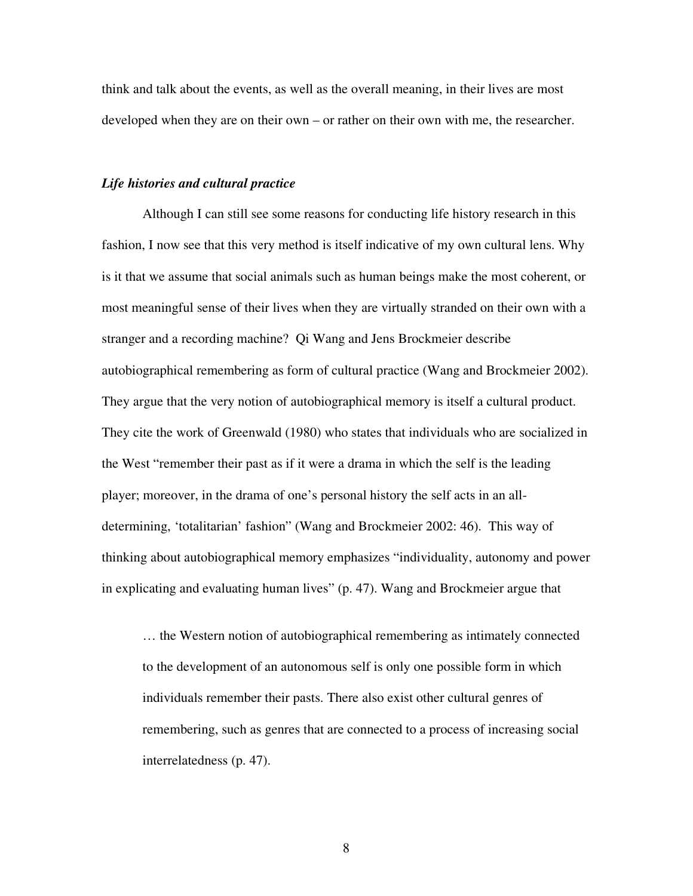think and talk about the events, as well as the overall meaning, in their lives are most developed when they are on their own – or rather on their own with me, the researcher.

### ***Life histories and cultural practice***

Although I can still see some reasons for conducting life history research in this fashion, I now see that this very method is itself indicative of my own cultural lens. Why is it that we assume that social animals such as human beings make the most coherent, or most meaningful sense of their lives when they are virtually stranded on their own with a stranger and a recording machine? Qi Wang and Jens Brockmeier describe autobiographical remembering as form of cultural practice (Wang and Brockmeier 2002). They argue that the very notion of autobiographical memory is itself a cultural product. They cite the work of Greenwald (1980) who states that individuals who are socialized in the West "remember their past as if it were a drama in which the self is the leading player; moreover, in the drama of one's personal history the self acts in an all-determining, 'totalitarian' fashion" (Wang and Brockmeier 2002: 46). This way of thinking about autobiographical memory emphasizes "individuality, autonomy and power in explicating and evaluating human lives" (p. 47). Wang and Brockmeier argue that

> … the Western notion of autobiographical remembering as intimately connected to the development of an autonomous self is only one possible form in which individuals remember their pasts. There also exist other cultural genres of remembering, such as genres that are connected to a process of increasing social interrelatedness (p. 47).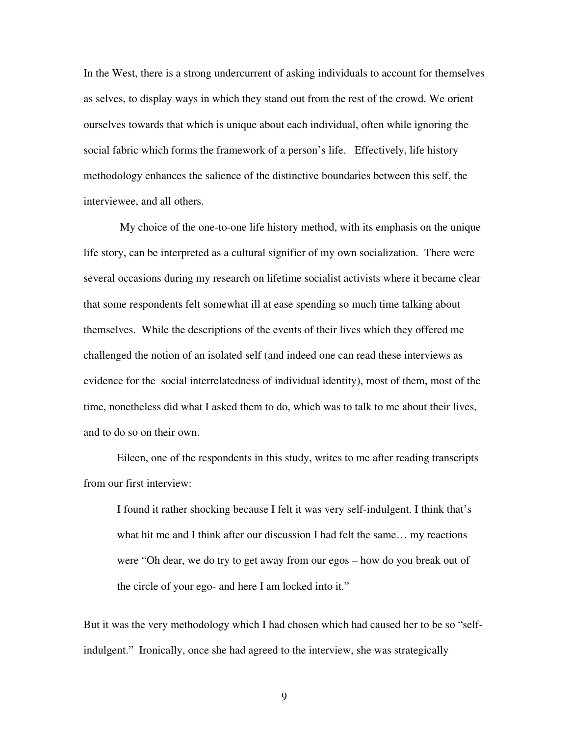In the West, there is a strong undercurrent of asking individuals to account for themselves as selves, to display ways in which they stand out from the rest of the crowd. We orient ourselves towards that which is unique about each individual, often while ignoring the social fabric which forms the framework of a person's life. Effectively, life history methodology enhances the salience of the distinctive boundaries between this self, the interviewee, and all others.

My choice of the one-to-one life history method, with its emphasis on the unique life story, can be interpreted as a cultural signifier of my own socialization. There were several occasions during my research on lifetime socialist activists where it became clear that some respondents felt somewhat ill at ease spending so much time talking about themselves. While the descriptions of the events of their lives which they offered me challenged the notion of an isolated self (and indeed one can read these interviews as evidence for the social interrelatedness of individual identity), most of them, most of the time, nonetheless did what I asked them to do, which was to talk to me about their lives, and to do so on their own.

Eileen, one of the respondents in this study, writes to me after reading transcripts from our first interview:

> I found it rather shocking because I felt it was very self-indulgent. I think that's what hit me and I think after our discussion I had felt the same… my reactions were "Oh dear, we do try to get away from our egos – how do you break out of the circle of your ego- and here I am locked into it."

But it was the very methodology which I had chosen which had caused her to be so "self-indulgent." Ironically, once she had agreed to the interview, she was strategically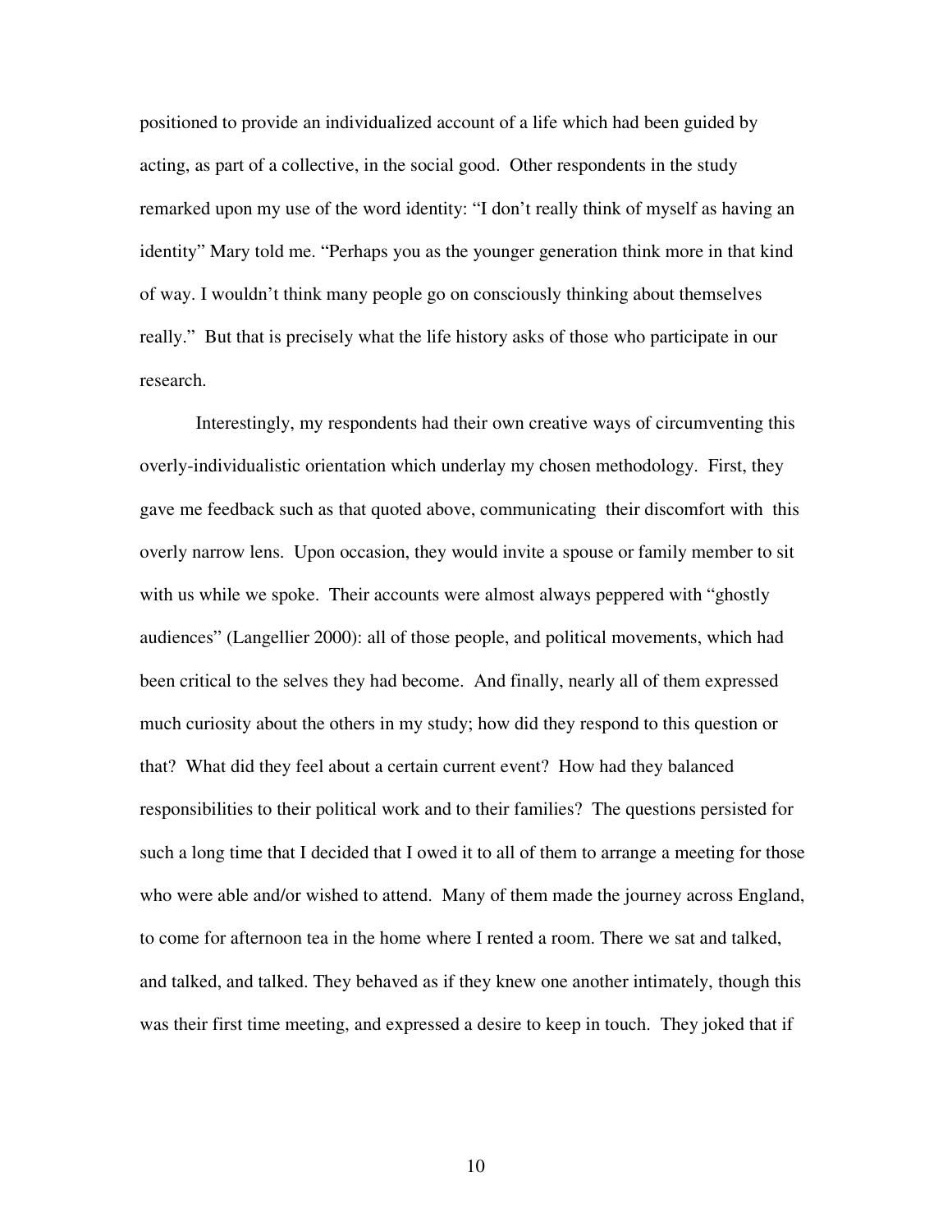positioned to provide an individualized account of a life which had been guided by acting, as part of a collective, in the social good. Other respondents in the study remarked upon my use of the word identity: "I don't really think of myself as having an identity" Mary told me. "Perhaps you as the younger generation think more in that kind of way. I wouldn't think many people go on consciously thinking about themselves really." But that is precisely what the life history asks of those who participate in our research.

Interestingly, my respondents had their own creative ways of circumventing this overly-individualistic orientation which underlay my chosen methodology. First, they gave me feedback such as that quoted above, communicating their discomfort with this overly narrow lens. Upon occasion, they would invite a spouse or family member to sit with us while we spoke. Their accounts were almost always peppered with "ghostly audiences" (Langellier 2000): all of those people, and political movements, which had been critical to the selves they had become. And finally, nearly all of them expressed much curiosity about the others in my study; how did they respond to this question or that? What did they feel about a certain current event? How had they balanced responsibilities to their political work and to their families? The questions persisted for such a long time that I decided that I owed it to all of them to arrange a meeting for those who were able and/or wished to attend. Many of them made the journey across England, to come for afternoon tea in the home where I rented a room. There we sat and talked, and talked, and talked. They behaved as if they knew one another intimately, though this was their first time meeting, and expressed a desire to keep in touch. They joked that if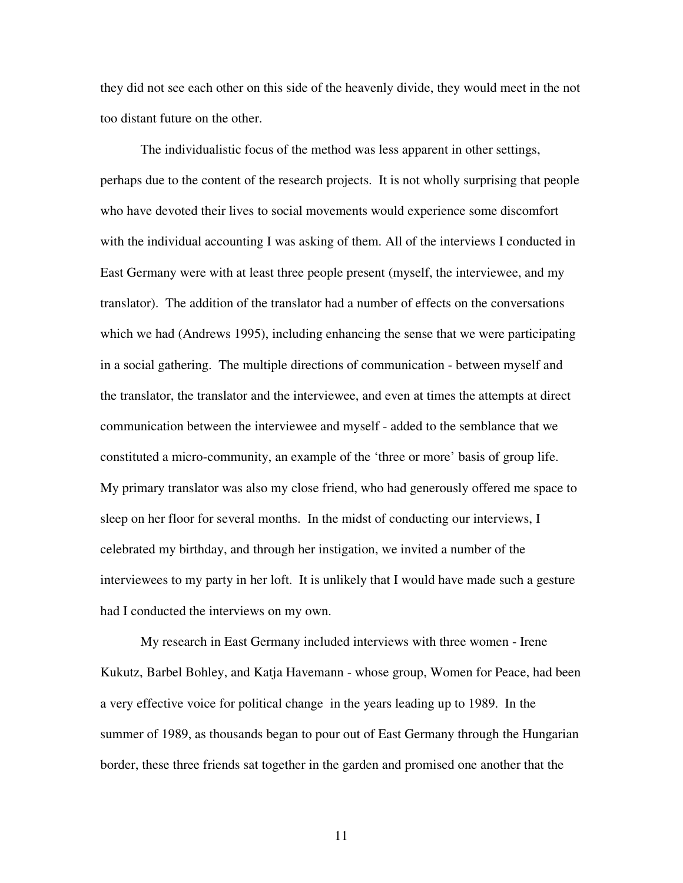they did not see each other on this side of the heavenly divide, they would meet in the not too distant future on the other.

The individualistic focus of the method was less apparent in other settings, perhaps due to the content of the research projects. It is not wholly surprising that people who have devoted their lives to social movements would experience some discomfort with the individual accounting I was asking of them. All of the interviews I conducted in East Germany were with at least three people present (myself, the interviewee, and my translator). The addition of the translator had a number of effects on the conversations which we had (Andrews 1995), including enhancing the sense that we were participating in a social gathering. The multiple directions of communication - between myself and the translator, the translator and the interviewee, and even at times the attempts at direct communication between the interviewee and myself - added to the semblance that we constituted a micro-community, an example of the 'three or more' basis of group life. My primary translator was also my close friend, who had generously offered me space to sleep on her floor for several months. In the midst of conducting our interviews, I celebrated my birthday, and through her instigation, we invited a number of the interviewees to my party in her loft. It is unlikely that I would have made such a gesture had I conducted the interviews on my own.

My research in East Germany included interviews with three women - Irene Kukutz, Barbel Bohley, and Katja Havemann - whose group, Women for Peace, had been a very effective voice for political change in the years leading up to 1989. In the summer of 1989, as thousands began to pour out of East Germany through the Hungarian border, these three friends sat together in the garden and promised one another that the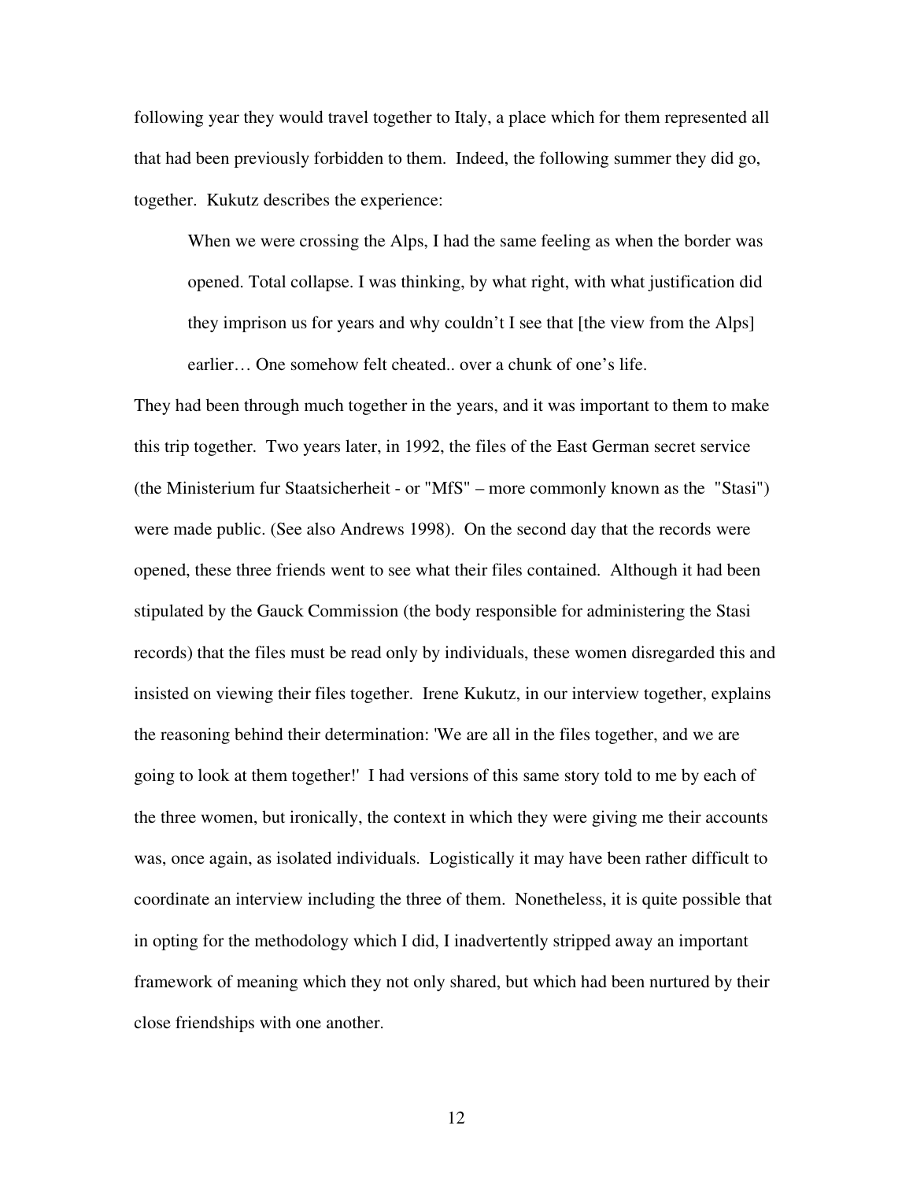following year they would travel together to Italy, a place which for them represented all that had been previously forbidden to them. Indeed, the following summer they did go, together. Kukutz describes the experience:

> When we were crossing the Alps, I had the same feeling as when the border was opened. Total collapse. I was thinking, by what right, with what justification did they imprison us for years and why couldn't I see that [the view from the Alps] earlier… One somehow felt cheated.. over a chunk of one's life.

They had been through much together in the years, and it was important to them to make this trip together. Two years later, in 1992, the files of the East German secret service (the Ministerium fur Staatsicherheit - or "MfS" – more commonly known as the "Stasi") were made public. (See also Andrews 1998). On the second day that the records were opened, these three friends went to see what their files contained. Although it had been stipulated by the Gauck Commission (the body responsible for administering the Stasi records) that the files must be read only by individuals, these women disregarded this and insisted on viewing their files together. Irene Kukutz, in our interview together, explains the reasoning behind their determination: 'We are all in the files together, and we are going to look at them together!' I had versions of this same story told to me by each of the three women, but ironically, the context in which they were giving me their accounts was, once again, as isolated individuals. Logistically it may have been rather difficult to coordinate an interview including the three of them. Nonetheless, it is quite possible that in opting for the methodology which I did, I inadvertently stripped away an important framework of meaning which they not only shared, but which had been nurtured by their close friendships with one another.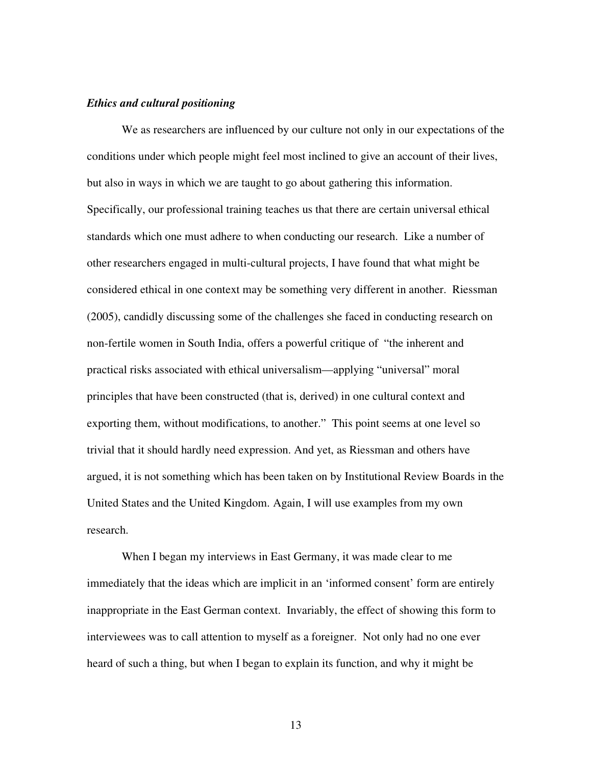***Ethics and cultural positioning***

We as researchers are influenced by our culture not only in our expectations of the conditions under which people might feel most inclined to give an account of their lives, but also in ways in which we are taught to go about gathering this information. Specifically, our professional training teaches us that there are certain universal ethical standards which one must adhere to when conducting our research. Like a number of other researchers engaged in multi-cultural projects, I have found that what might be considered ethical in one context may be something very different in another. Riessman (2005), candidly discussing some of the challenges she faced in conducting research on non-fertile women in South India, offers a powerful critique of "the inherent and practical risks associated with ethical universalism—applying "universal" moral principles that have been constructed (that is, derived) in one cultural context and exporting them, without modifications, to another." This point seems at one level so trivial that it should hardly need expression. And yet, as Riessman and others have argued, it is not something which has been taken on by Institutional Review Boards in the United States and the United Kingdom. Again, I will use examples from my own research.

When I began my interviews in East Germany, it was made clear to me immediately that the ideas which are implicit in an 'informed consent' form are entirely inappropriate in the East German context. Invariably, the effect of showing this form to interviewees was to call attention to myself as a foreigner. Not only had no one ever heard of such a thing, but when I began to explain its function, and why it might be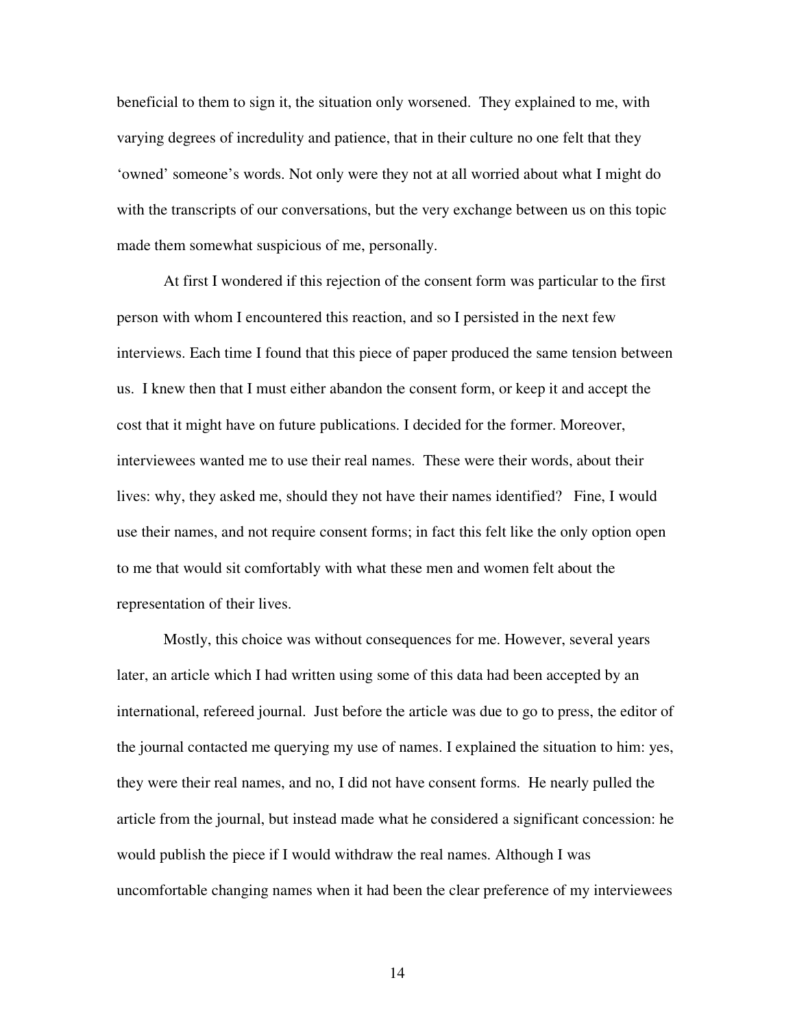beneficial to them to sign it, the situation only worsened. They explained to me, with varying degrees of incredulity and patience, that in their culture no one felt that they 'owned' someone's words. Not only were they not at all worried about what I might do with the transcripts of our conversations, but the very exchange between us on this topic made them somewhat suspicious of me, personally.

At first I wondered if this rejection of the consent form was particular to the first person with whom I encountered this reaction, and so I persisted in the next few interviews. Each time I found that this piece of paper produced the same tension between us. I knew then that I must either abandon the consent form, or keep it and accept the cost that it might have on future publications. I decided for the former. Moreover, interviewees wanted me to use their real names. These were their words, about their lives: why, they asked me, should they not have their names identified? Fine, I would use their names, and not require consent forms; in fact this felt like the only option open to me that would sit comfortably with what these men and women felt about the representation of their lives.

Mostly, this choice was without consequences for me. However, several years later, an article which I had written using some of this data had been accepted by an international, refereed journal. Just before the article was due to go to press, the editor of the journal contacted me querying my use of names. I explained the situation to him: yes, they were their real names, and no, I did not have consent forms. He nearly pulled the article from the journal, but instead made what he considered a significant concession: he would publish the piece if I would withdraw the real names. Although I was uncomfortable changing names when it had been the clear preference of my interviewees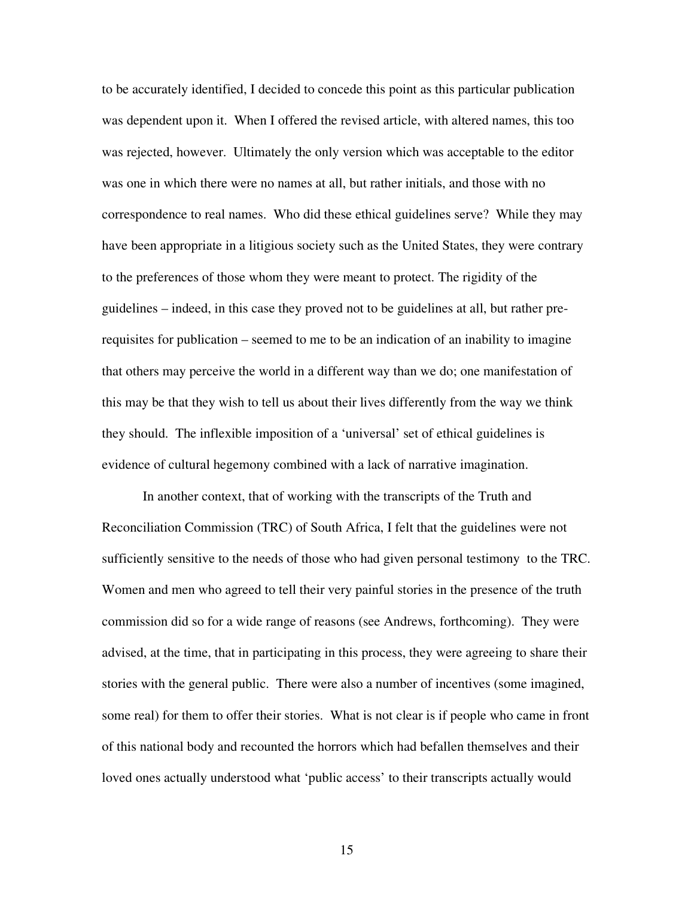to be accurately identified, I decided to concede this point as this particular publication was dependent upon it. When I offered the revised article, with altered names, this too was rejected, however. Ultimately the only version which was acceptable to the editor was one in which there were no names at all, but rather initials, and those with no correspondence to real names. Who did these ethical guidelines serve? While they may have been appropriate in a litigious society such as the United States, they were contrary to the preferences of those whom they were meant to protect. The rigidity of the guidelines – indeed, in this case they proved not to be guidelines at all, but rather pre-requisites for publication – seemed to me to be an indication of an inability to imagine that others may perceive the world in a different way than we do; one manifestation of this may be that they wish to tell us about their lives differently from the way we think they should. The inflexible imposition of a 'universal' set of ethical guidelines is evidence of cultural hegemony combined with a lack of narrative imagination.

In another context, that of working with the transcripts of the Truth and Reconciliation Commission (TRC) of South Africa, I felt that the guidelines were not sufficiently sensitive to the needs of those who had given personal testimony to the TRC. Women and men who agreed to tell their very painful stories in the presence of the truth commission did so for a wide range of reasons (see Andrews, forthcoming). They were advised, at the time, that in participating in this process, they were agreeing to share their stories with the general public. There were also a number of incentives (some imagined, some real) for them to offer their stories. What is not clear is if people who came in front of this national body and recounted the horrors which had befallen themselves and their loved ones actually understood what 'public access' to their transcripts actually would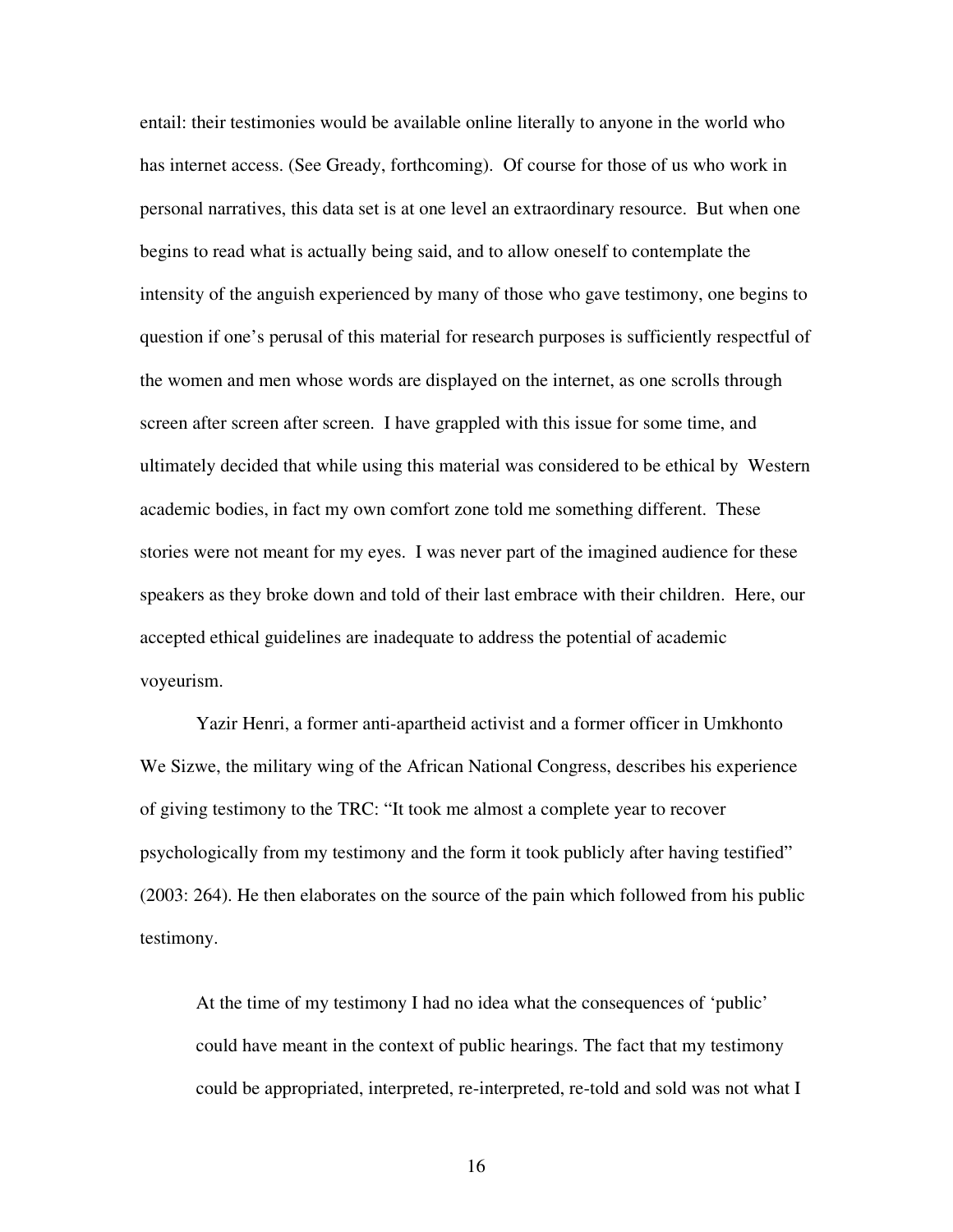entail: their testimonies would be available online literally to anyone in the world who has internet access. (See Gready, forthcoming). Of course for those of us who work in personal narratives, this data set is at one level an extraordinary resource. But when one begins to read what is actually being said, and to allow oneself to contemplate the intensity of the anguish experienced by many of those who gave testimony, one begins to question if one's perusal of this material for research purposes is sufficiently respectful of the women and men whose words are displayed on the internet, as one scrolls through screen after screen after screen. I have grappled with this issue for some time, and ultimately decided that while using this material was considered to be ethical by Western academic bodies, in fact my own comfort zone told me something different. These stories were not meant for my eyes. I was never part of the imagined audience for these speakers as they broke down and told of their last embrace with their children. Here, our accepted ethical guidelines are inadequate to address the potential of academic voyeurism.

Yazir Henri, a former anti-apartheid activist and a former officer in Umkhonto We Sizwe, the military wing of the African National Congress, describes his experience of giving testimony to the TRC: "It took me almost a complete year to recover psychologically from my testimony and the form it took publicly after having testified" (2003: 264). He then elaborates on the source of the pain which followed from his public testimony.

> At the time of my testimony I had no idea what the consequences of 'public' could have meant in the context of public hearings. The fact that my testimony could be appropriated, interpreted, re-interpreted, re-told and sold was not what I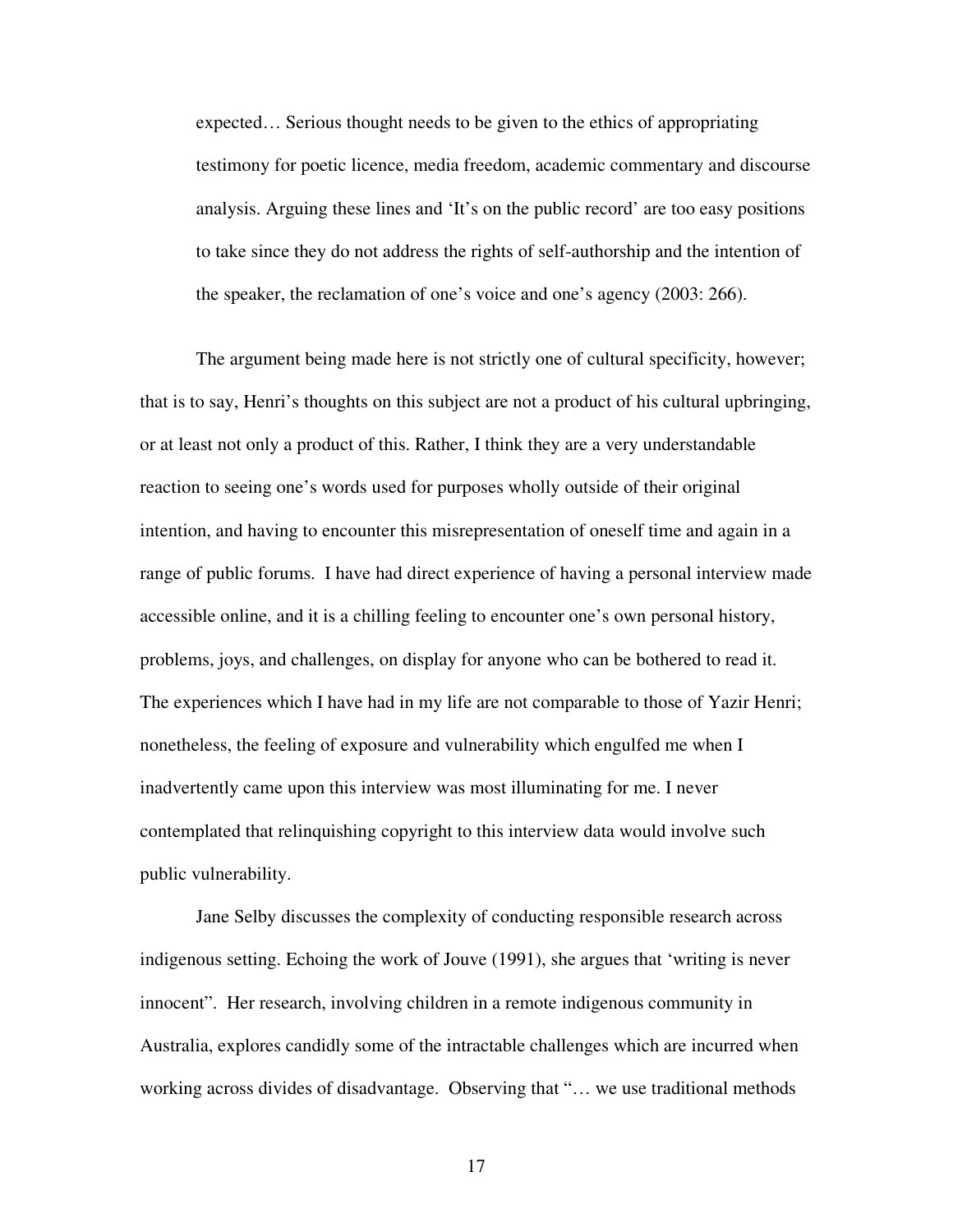> expected… Serious thought needs to be given to the ethics of appropriating testimony for poetic licence, media freedom, academic commentary and discourse analysis. Arguing these lines and 'It's on the public record' are too easy positions to take since they do not address the rights of self-authorship and the intention of the speaker, the reclamation of one's voice and one's agency (2003: 266).

The argument being made here is not strictly one of cultural specificity, however; that is to say, Henri's thoughts on this subject are not a product of his cultural upbringing, or at least not only a product of this. Rather, I think they are a very understandable reaction to seeing one's words used for purposes wholly outside of their original intention, and having to encounter this misrepresentation of oneself time and again in a range of public forums. I have had direct experience of having a personal interview made accessible online, and it is a chilling feeling to encounter one's own personal history, problems, joys, and challenges, on display for anyone who can be bothered to read it. The experiences which I have had in my life are not comparable to those of Yazir Henri; nonetheless, the feeling of exposure and vulnerability which engulfed me when I inadvertently came upon this interview was most illuminating for me. I never contemplated that relinquishing copyright to this interview data would involve such public vulnerability.

Jane Selby discusses the complexity of conducting responsible research across indigenous setting. Echoing the work of Jouve (1991), she argues that 'writing is never innocent". Her research, involving children in a remote indigenous community in Australia, explores candidly some of the intractable challenges which are incurred when working across divides of disadvantage. Observing that "… we use traditional methods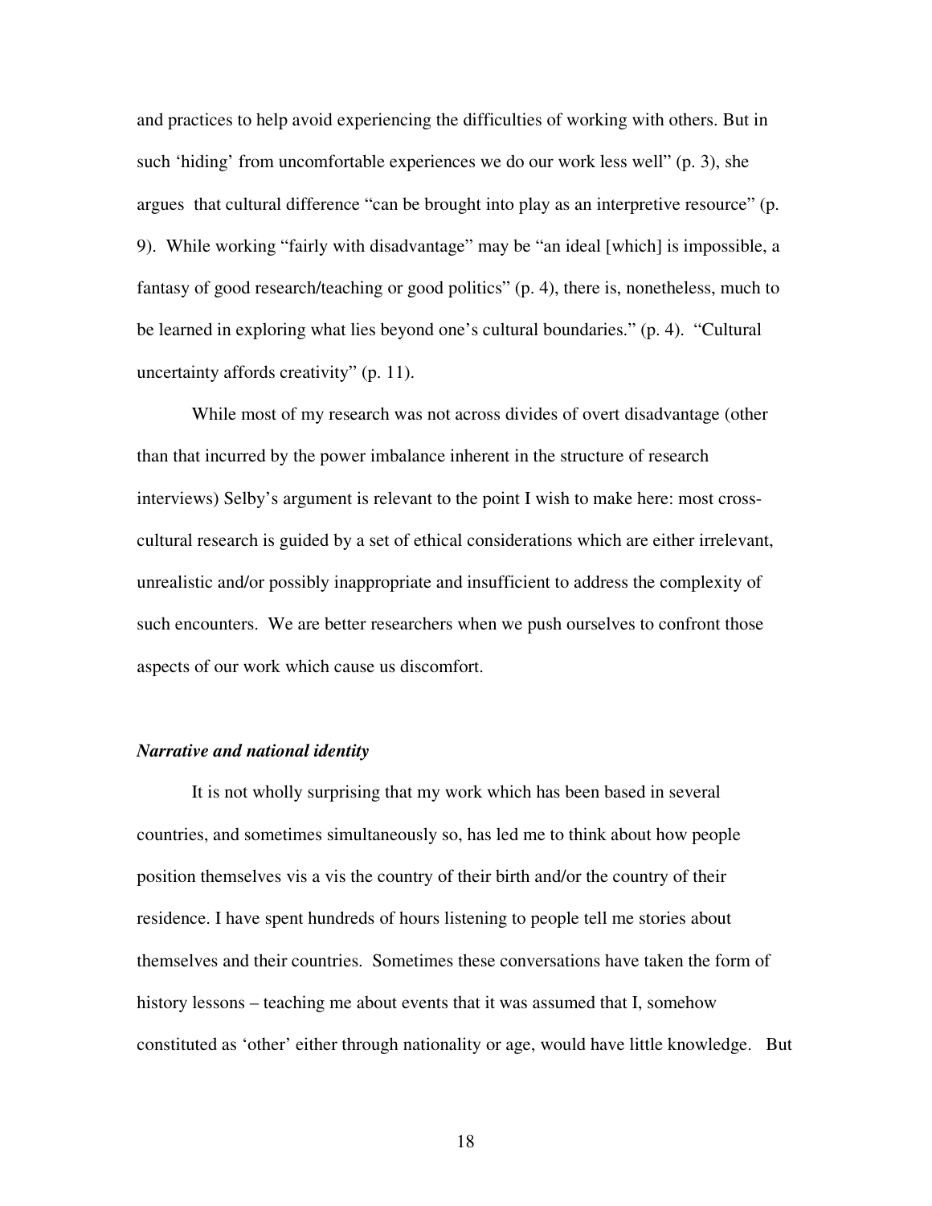and practices to help avoid experiencing the difficulties of working with others. But in such 'hiding' from uncomfortable experiences we do our work less well" (p. 3), she argues that cultural difference "can be brought into play as an interpretive resource" (p. 9). While working "fairly with disadvantage" may be "an ideal [which] is impossible, a fantasy of good research/teaching or good politics" (p. 4), there is, nonetheless, much to be learned in exploring what lies beyond one's cultural boundaries." (p. 4). "Cultural uncertainty affords creativity" (p. 11).

While most of my research was not across divides of overt disadvantage (other than that incurred by the power imbalance inherent in the structure of research interviews) Selby's argument is relevant to the point I wish to make here: most cross-cultural research is guided by a set of ethical considerations which are either irrelevant, unrealistic and/or possibly inappropriate and insufficient to address the complexity of such encounters. We are better researchers when we push ourselves to confront those aspects of our work which cause us discomfort.

### *Narrative and national identity*

It is not wholly surprising that my work which has been based in several countries, and sometimes simultaneously so, has led me to think about how people position themselves vis a vis the country of their birth and/or the country of their residence. I have spent hundreds of hours listening to people tell me stories about themselves and their countries. Sometimes these conversations have taken the form of history lessons – teaching me about events that it was assumed that I, somehow constituted as 'other' either through nationality or age, would have little knowledge. But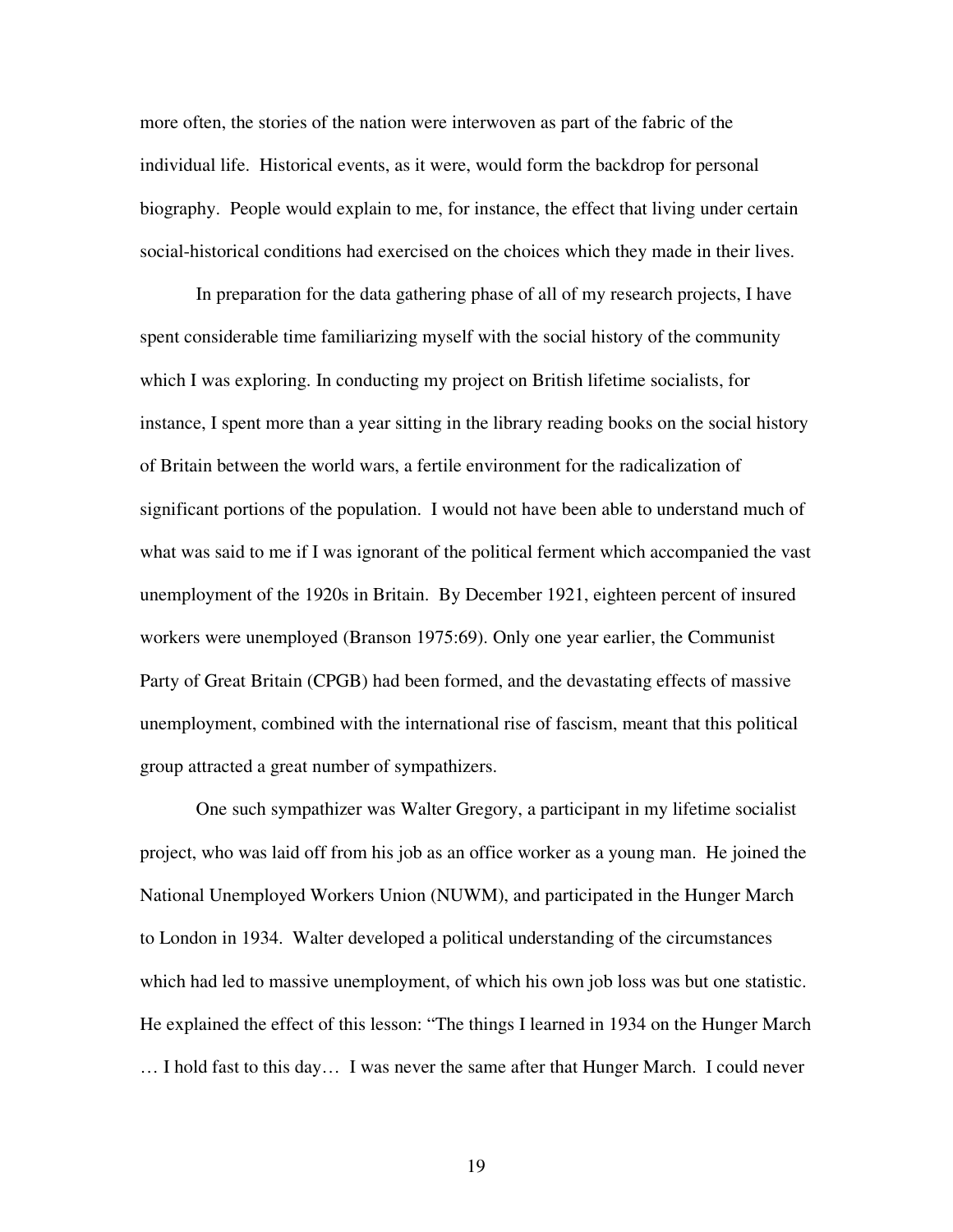more often, the stories of the nation were interwoven as part of the fabric of the individual life. Historical events, as it were, would form the backdrop for personal biography. People would explain to me, for instance, the effect that living under certain social-historical conditions had exercised on the choices which they made in their lives.

In preparation for the data gathering phase of all of my research projects, I have spent considerable time familiarizing myself with the social history of the community which I was exploring. In conducting my project on British lifetime socialists, for instance, I spent more than a year sitting in the library reading books on the social history of Britain between the world wars, a fertile environment for the radicalization of significant portions of the population. I would not have been able to understand much of what was said to me if I was ignorant of the political ferment which accompanied the vast unemployment of the 1920s in Britain. By December 1921, eighteen percent of insured workers were unemployed (Branson 1975:69). Only one year earlier, the Communist Party of Great Britain (CPGB) had been formed, and the devastating effects of massive unemployment, combined with the international rise of fascism, meant that this political group attracted a great number of sympathizers.

One such sympathizer was Walter Gregory, a participant in my lifetime socialist project, who was laid off from his job as an office worker as a young man. He joined the National Unemployed Workers Union (NUWM), and participated in the Hunger March to London in 1934. Walter developed a political understanding of the circumstances which had led to massive unemployment, of which his own job loss was but one statistic. He explained the effect of this lesson: "The things I learned in 1934 on the Hunger March … I hold fast to this day… I was never the same after that Hunger March. I could never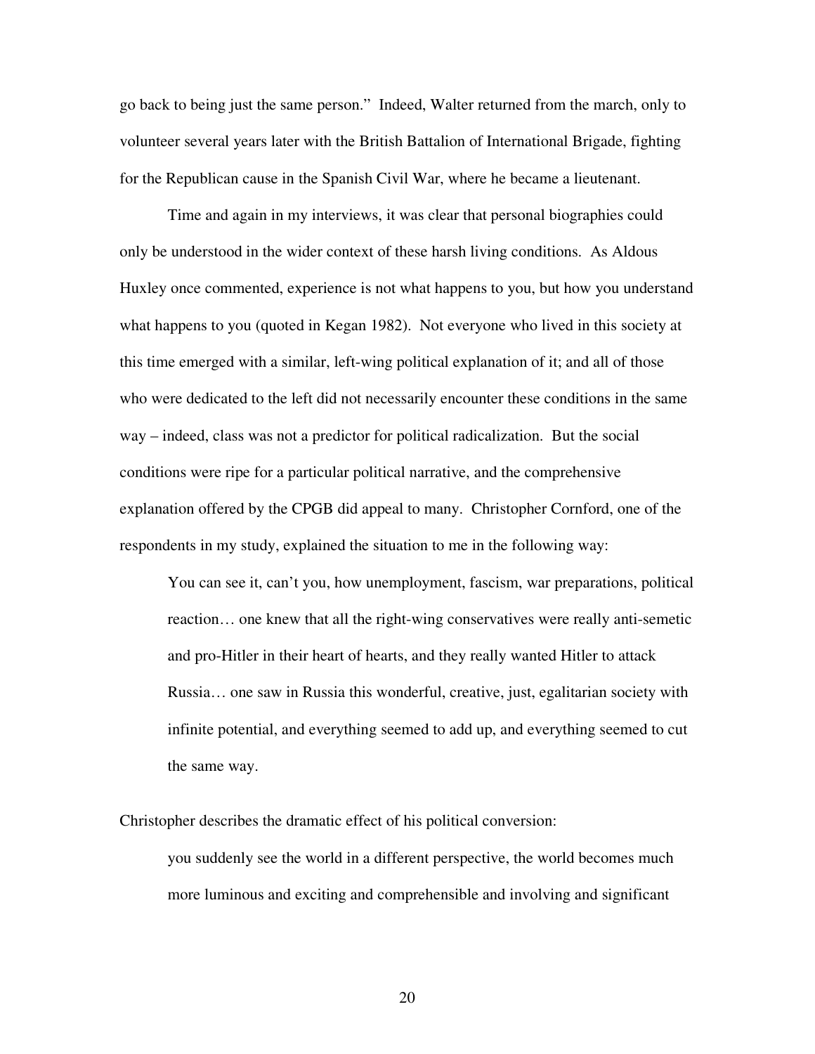go back to being just the same person." Indeed, Walter returned from the march, only to volunteer several years later with the British Battalion of International Brigade, fighting for the Republican cause in the Spanish Civil War, where he became a lieutenant.

Time and again in my interviews, it was clear that personal biographies could only be understood in the wider context of these harsh living conditions. As Aldous Huxley once commented, experience is not what happens to you, but how you understand what happens to you (quoted in Kegan 1982). Not everyone who lived in this society at this time emerged with a similar, left-wing political explanation of it; and all of those who were dedicated to the left did not necessarily encounter these conditions in the same way – indeed, class was not a predictor for political radicalization. But the social conditions were ripe for a particular political narrative, and the comprehensive explanation offered by the CPGB did appeal to many. Christopher Cornford, one of the respondents in my study, explained the situation to me in the following way:

> You can see it, can't you, how unemployment, fascism, war preparations, political reaction… one knew that all the right-wing conservatives were really anti-semetic and pro-Hitler in their heart of hearts, and they really wanted Hitler to attack Russia… one saw in Russia this wonderful, creative, just, egalitarian society with infinite potential, and everything seemed to add up, and everything seemed to cut the same way.

Christopher describes the dramatic effect of his political conversion:

> you suddenly see the world in a different perspective, the world becomes much more luminous and exciting and comprehensible and involving and significant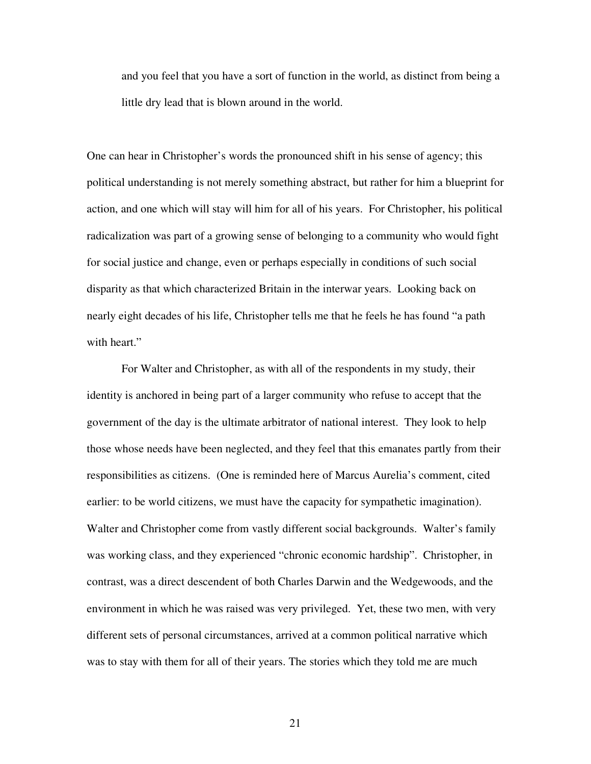> and you feel that you have a sort of function in the world, as distinct from being a little dry lead that is blown around in the world.

One can hear in Christopher's words the pronounced shift in his sense of agency; this political understanding is not merely something abstract, but rather for him a blueprint for action, and one which will stay will him for all of his years. For Christopher, his political radicalization was part of a growing sense of belonging to a community who would fight for social justice and change, even or perhaps especially in conditions of such social disparity as that which characterized Britain in the interwar years. Looking back on nearly eight decades of his life, Christopher tells me that he feels he has found "a path with heart."

For Walter and Christopher, as with all of the respondents in my study, their identity is anchored in being part of a larger community who refuse to accept that the government of the day is the ultimate arbitrator of national interest. They look to help those whose needs have been neglected, and they feel that this emanates partly from their responsibilities as citizens. (One is reminded here of Marcus Aurelia's comment, cited earlier: to be world citizens, we must have the capacity for sympathetic imagination). Walter and Christopher come from vastly different social backgrounds. Walter's family was working class, and they experienced "chronic economic hardship". Christopher, in contrast, was a direct descendent of both Charles Darwin and the Wedgewoods, and the environment in which he was raised was very privileged. Yet, these two men, with very different sets of personal circumstances, arrived at a common political narrative which was to stay with them for all of their years. The stories which they told me are much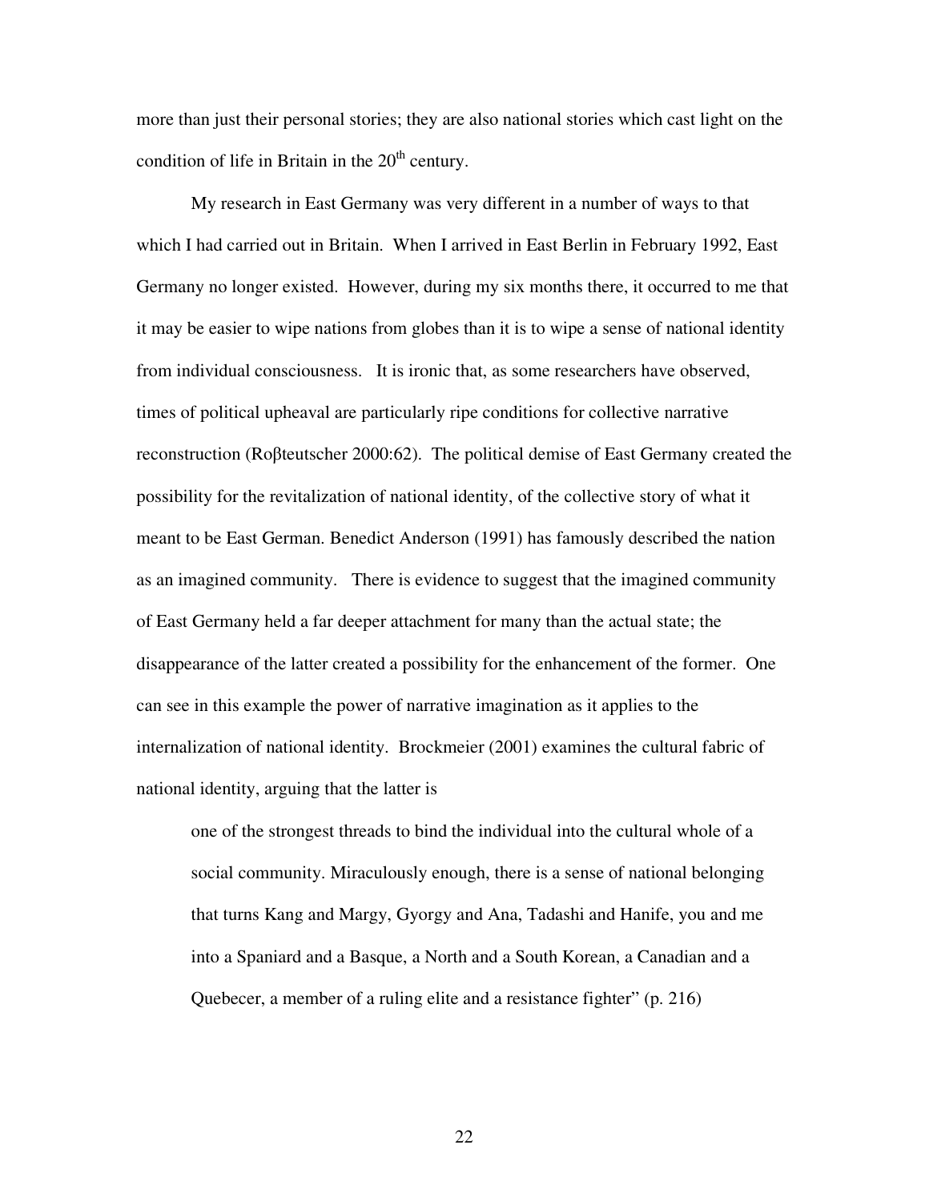more than just their personal stories; they are also national stories which cast light on the condition of life in Britain in the 20th century.

My research in East Germany was very different in a number of ways to that which I had carried out in Britain. When I arrived in East Berlin in February 1992, East Germany no longer existed. However, during my six months there, it occurred to me that it may be easier to wipe nations from globes than it is to wipe a sense of national identity from individual consciousness. It is ironic that, as some researchers have observed, times of political upheaval are particularly ripe conditions for collective narrative reconstruction (Roβteutscher 2000:62). The political demise of East Germany created the possibility for the revitalization of national identity, of the collective story of what it meant to be East German. Benedict Anderson (1991) has famously described the nation as an imagined community. There is evidence to suggest that the imagined community of East Germany held a far deeper attachment for many than the actual state; the disappearance of the latter created a possibility for the enhancement of the former. One can see in this example the power of narrative imagination as it applies to the internalization of national identity. Brockmeier (2001) examines the cultural fabric of national identity, arguing that the latter is

> one of the strongest threads to bind the individual into the cultural whole of a social community. Miraculously enough, there is a sense of national belonging that turns Kang and Margy, Gyorgy and Ana, Tadashi and Hanife, you and me into a Spaniard and a Basque, a North and a South Korean, a Canadian and a Quebecer, a member of a ruling elite and a resistance fighter" (p. 216)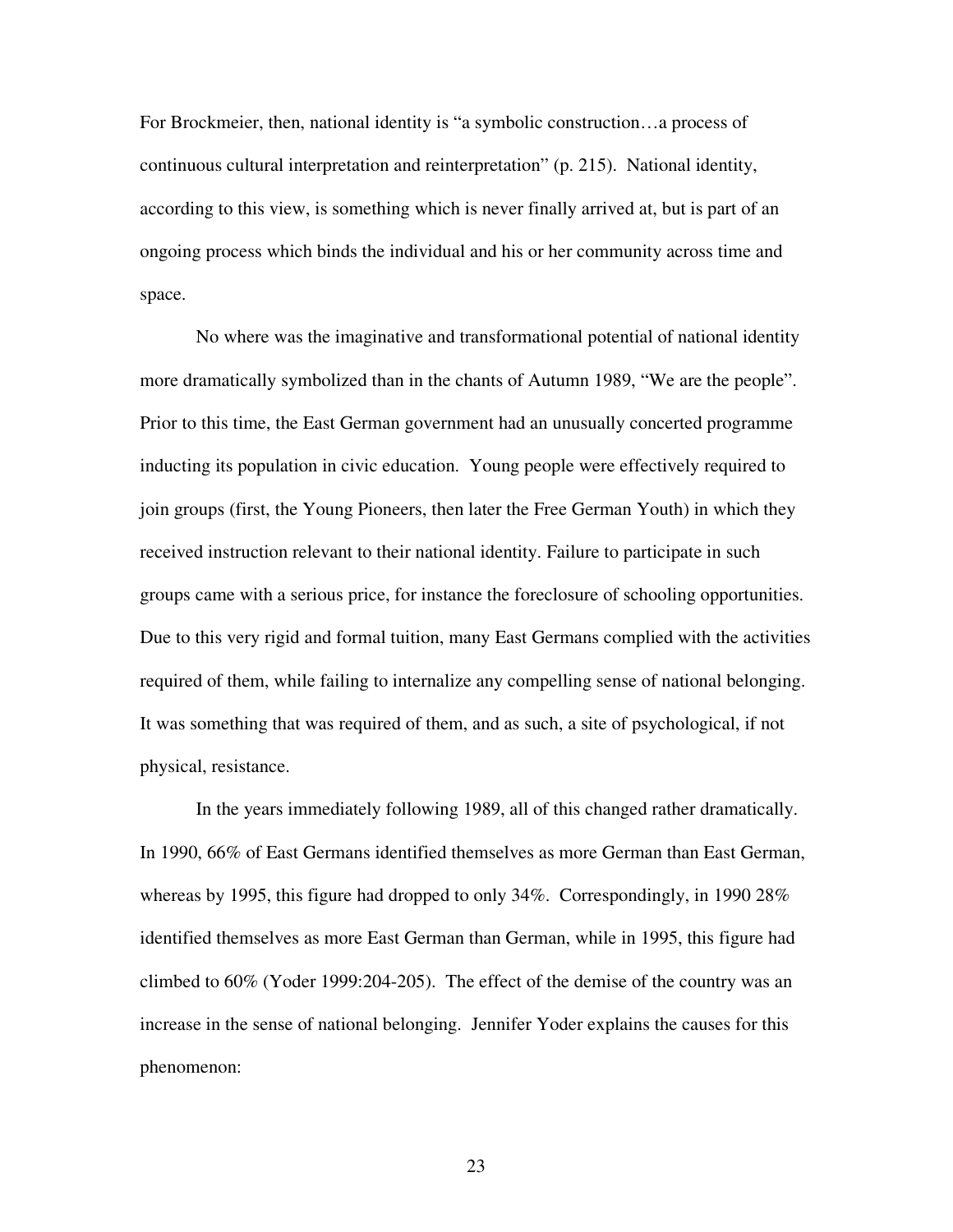For Brockmeier, then, national identity is "a symbolic construction…a process of continuous cultural interpretation and reinterpretation" (p. 215). National identity, according to this view, is something which is never finally arrived at, but is part of an ongoing process which binds the individual and his or her community across time and space.

No where was the imaginative and transformational potential of national identity more dramatically symbolized than in the chants of Autumn 1989, "We are the people". Prior to this time, the East German government had an unusually concerted programme inducting its population in civic education. Young people were effectively required to join groups (first, the Young Pioneers, then later the Free German Youth) in which they received instruction relevant to their national identity. Failure to participate in such groups came with a serious price, for instance the foreclosure of schooling opportunities. Due to this very rigid and formal tuition, many East Germans complied with the activities required of them, while failing to internalize any compelling sense of national belonging. It was something that was required of them, and as such, a site of psychological, if not physical, resistance.

In the years immediately following 1989, all of this changed rather dramatically. In 1990, 66% of East Germans identified themselves as more German than East German, whereas by 1995, this figure had dropped to only 34%. Correspondingly, in 1990 28% identified themselves as more East German than German, while in 1995, this figure had climbed to 60% (Yoder 1999:204-205). The effect of the demise of the country was an increase in the sense of national belonging. Jennifer Yoder explains the causes for this phenomenon: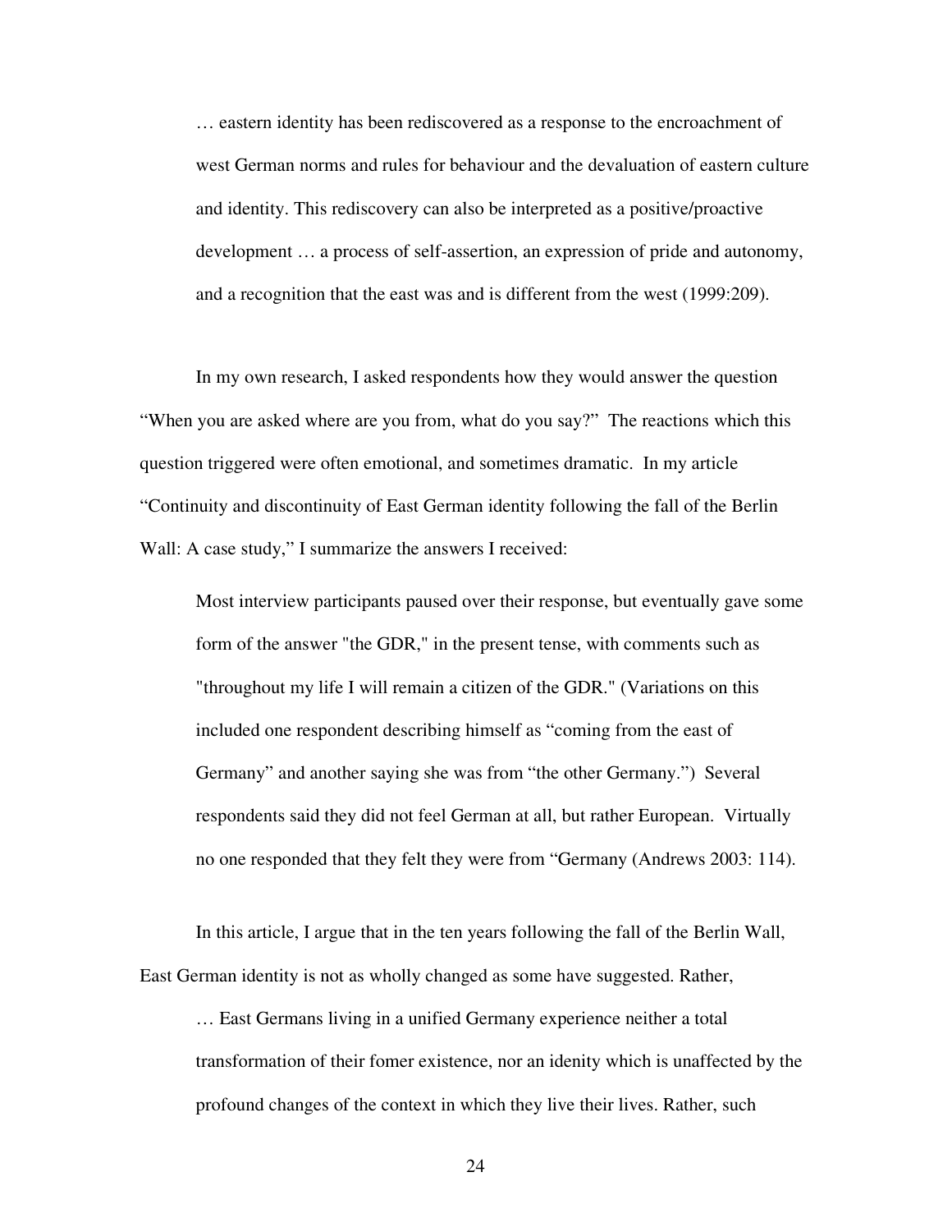> … eastern identity has been rediscovered as a response to the encroachment of west German norms and rules for behaviour and the devaluation of eastern culture and identity. This rediscovery can also be interpreted as a positive/proactive development … a process of self-assertion, an expression of pride and autonomy, and a recognition that the east was and is different from the west (1999:209).

In my own research, I asked respondents how they would answer the question "When you are asked where are you from, what do you say?" The reactions which this question triggered were often emotional, and sometimes dramatic. In my article "Continuity and discontinuity of East German identity following the fall of the Berlin Wall: A case study," I summarize the answers I received:

> Most interview participants paused over their response, but eventually gave some form of the answer "the GDR," in the present tense, with comments such as "throughout my life I will remain a citizen of the GDR." (Variations on this included one respondent describing himself as "coming from the east of Germany" and another saying she was from "the other Germany.") Several respondents said they did not feel German at all, but rather European. Virtually no one responded that they felt they were from "Germany (Andrews 2003: 114).

In this article, I argue that in the ten years following the fall of the Berlin Wall, East German identity is not as wholly changed as some have suggested. Rather,

> … East Germans living in a unified Germany experience neither a total transformation of their fomer existence, nor an idenity which is unaffected by the profound changes of the context in which they live their lives. Rather, such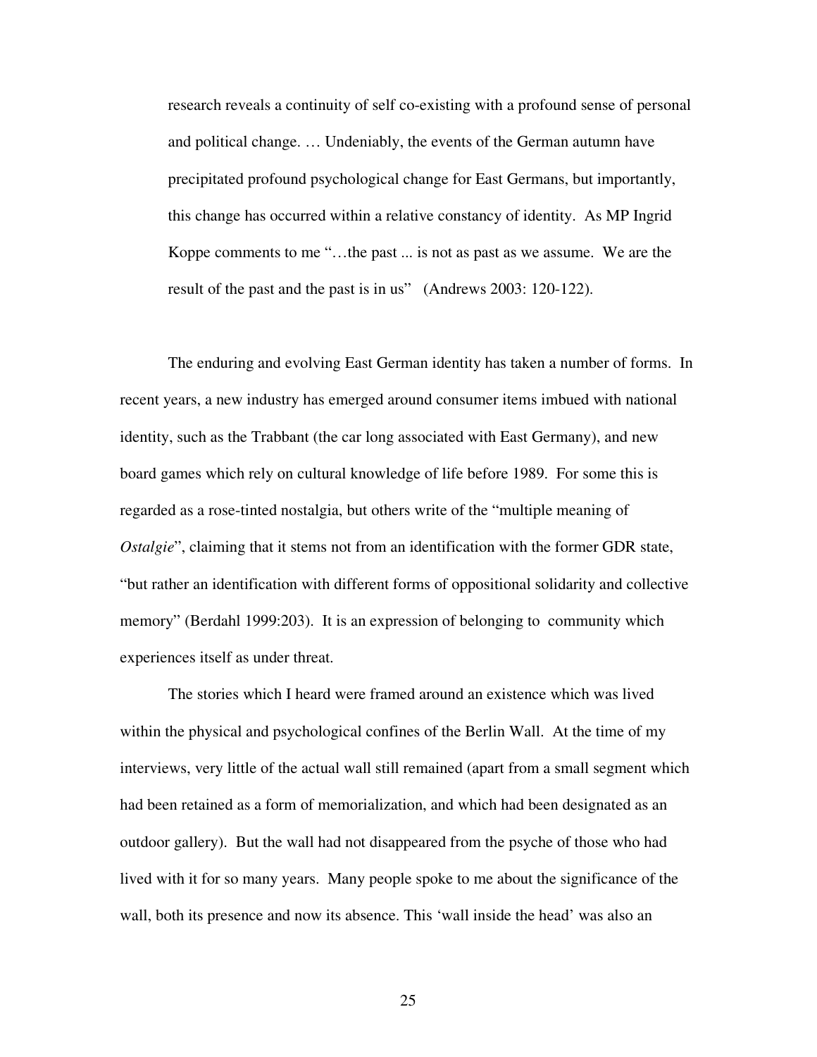> research reveals a continuity of self co-existing with a profound sense of personal and political change. … Undeniably, the events of the German autumn have precipitated profound psychological change for East Germans, but importantly, this change has occurred within a relative constancy of identity. As MP Ingrid Koppe comments to me "…the past ... is not as past as we assume. We are the result of the past and the past is in us" (Andrews 2003: 120-122).

The enduring and evolving East German identity has taken a number of forms. In recent years, a new industry has emerged around consumer items imbued with national identity, such as the Trabbant (the car long associated with East Germany), and new board games which rely on cultural knowledge of life before 1989. For some this is regarded as a rose-tinted nostalgia, but others write of the "multiple meaning of *Ostalgie*", claiming that it stems not from an identification with the former GDR state, "but rather an identification with different forms of oppositional solidarity and collective memory" (Berdahl 1999:203). It is an expression of belonging to community which experiences itself as under threat.

The stories which I heard were framed around an existence which was lived within the physical and psychological confines of the Berlin Wall. At the time of my interviews, very little of the actual wall still remained (apart from a small segment which had been retained as a form of memorialization, and which had been designated as an outdoor gallery). But the wall had not disappeared from the psyche of those who had lived with it for so many years. Many people spoke to me about the significance of the wall, both its presence and now its absence. This 'wall inside the head' was also an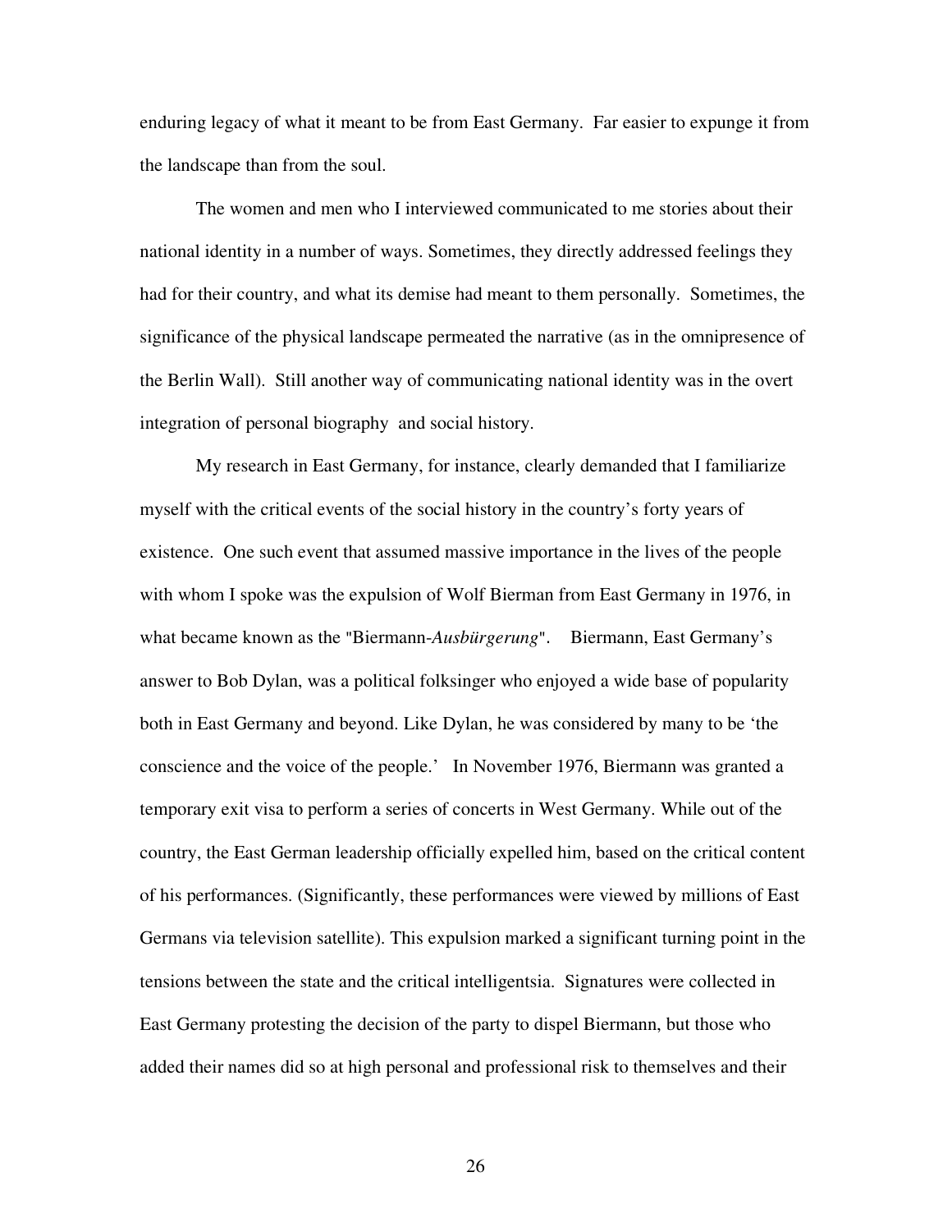enduring legacy of what it meant to be from East Germany. Far easier to expunge it from the landscape than from the soul.

The women and men who I interviewed communicated to me stories about their national identity in a number of ways. Sometimes, they directly addressed feelings they had for their country, and what its demise had meant to them personally. Sometimes, the significance of the physical landscape permeated the narrative (as in the omnipresence of the Berlin Wall). Still another way of communicating national identity was in the overt integration of personal biography and social history.

My research in East Germany, for instance, clearly demanded that I familiarize myself with the critical events of the social history in the country's forty years of existence. One such event that assumed massive importance in the lives of the people with whom I spoke was the expulsion of Wolf Bierman from East Germany in 1976, in what became known as the "Biermann-*Ausbürgerung*". Biermann, East Germany's answer to Bob Dylan, was a political folksinger who enjoyed a wide base of popularity both in East Germany and beyond. Like Dylan, he was considered by many to be 'the conscience and the voice of the people.' In November 1976, Biermann was granted a temporary exit visa to perform a series of concerts in West Germany. While out of the country, the East German leadership officially expelled him, based on the critical content of his performances. (Significantly, these performances were viewed by millions of East Germans via television satellite). This expulsion marked a significant turning point in the tensions between the state and the critical intelligentsia. Signatures were collected in East Germany protesting the decision of the party to dispel Biermann, but those who added their names did so at high personal and professional risk to themselves and their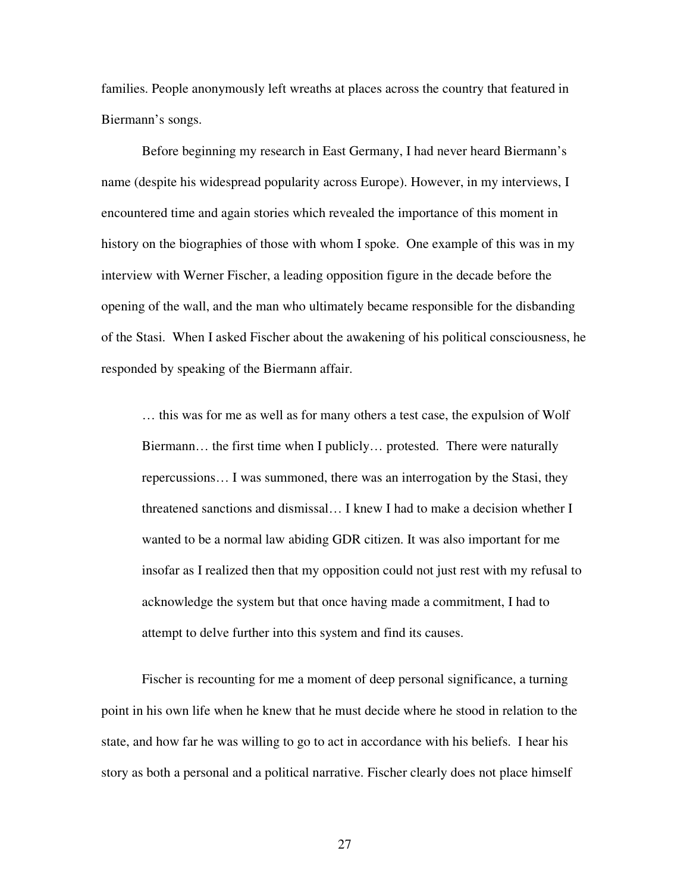families. People anonymously left wreaths at places across the country that featured in Biermann's songs.

Before beginning my research in East Germany, I had never heard Biermann's name (despite his widespread popularity across Europe). However, in my interviews, I encountered time and again stories which revealed the importance of this moment in history on the biographies of those with whom I spoke. One example of this was in my interview with Werner Fischer, a leading opposition figure in the decade before the opening of the wall, and the man who ultimately became responsible for the disbanding of the Stasi. When I asked Fischer about the awakening of his political consciousness, he responded by speaking of the Biermann affair.

> … this was for me as well as for many others a test case, the expulsion of Wolf Biermann… the first time when I publicly… protested. There were naturally repercussions… I was summoned, there was an interrogation by the Stasi, they threatened sanctions and dismissal… I knew I had to make a decision whether I wanted to be a normal law abiding GDR citizen. It was also important for me insofar as I realized then that my opposition could not just rest with my refusal to acknowledge the system but that once having made a commitment, I had to attempt to delve further into this system and find its causes.

Fischer is recounting for me a moment of deep personal significance, a turning point in his own life when he knew that he must decide where he stood in relation to the state, and how far he was willing to go to act in accordance with his beliefs. I hear his story as both a personal and a political narrative. Fischer clearly does not place himself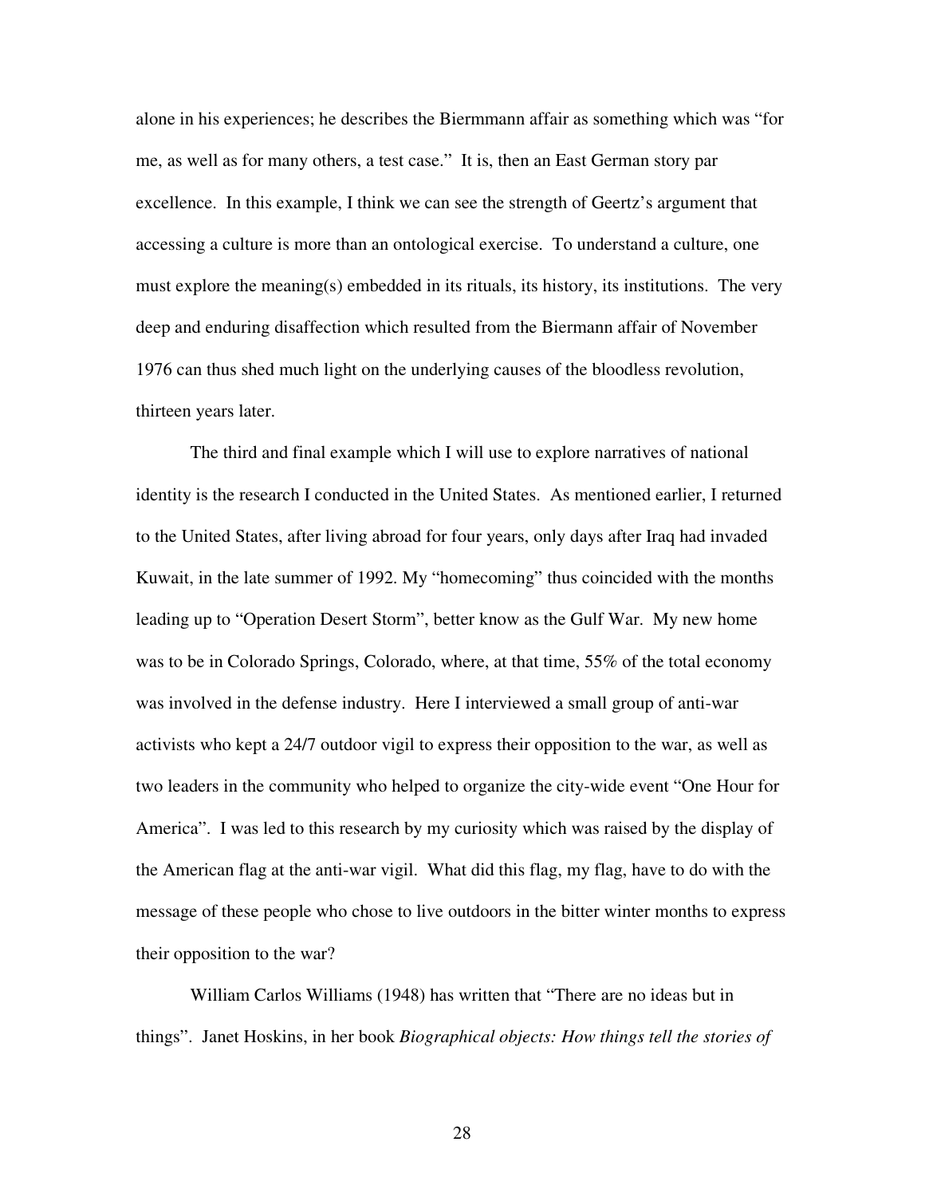alone in his experiences; he describes the Biermmann affair as something which was "for me, as well as for many others, a test case." It is, then an East German story par excellence. In this example, I think we can see the strength of Geertz's argument that accessing a culture is more than an ontological exercise. To understand a culture, one must explore the meaning(s) embedded in its rituals, its history, its institutions. The very deep and enduring disaffection which resulted from the Biermann affair of November 1976 can thus shed much light on the underlying causes of the bloodless revolution, thirteen years later.

The third and final example which I will use to explore narratives of national identity is the research I conducted in the United States. As mentioned earlier, I returned to the United States, after living abroad for four years, only days after Iraq had invaded Kuwait, in the late summer of 1992. My "homecoming" thus coincided with the months leading up to "Operation Desert Storm", better know as the Gulf War. My new home was to be in Colorado Springs, Colorado, where, at that time, 55% of the total economy was involved in the defense industry. Here I interviewed a small group of anti-war activists who kept a 24/7 outdoor vigil to express their opposition to the war, as well as two leaders in the community who helped to organize the city-wide event "One Hour for America". I was led to this research by my curiosity which was raised by the display of the American flag at the anti-war vigil. What did this flag, my flag, have to do with the message of these people who chose to live outdoors in the bitter winter months to express their opposition to the war?

William Carlos Williams (1948) has written that "There are no ideas but in things". Janet Hoskins, in her book *Biographical objects: How things tell the stories of*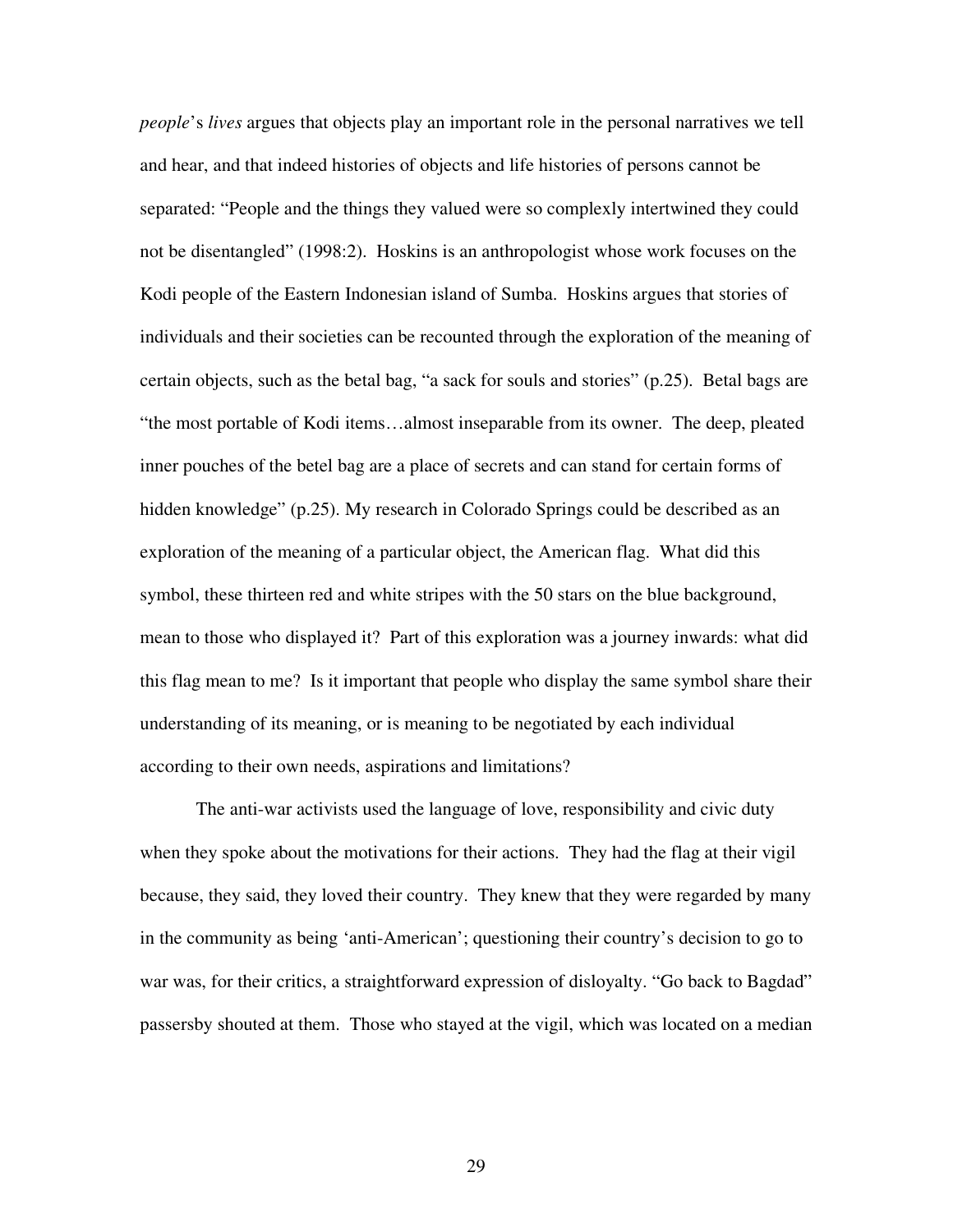*people*'s *lives* argues that objects play an important role in the personal narratives we tell and hear, and that indeed histories of objects and life histories of persons cannot be separated: "People and the things they valued were so complexly intertwined they could not be disentangled" (1998:2). Hoskins is an anthropologist whose work focuses on the Kodi people of the Eastern Indonesian island of Sumba. Hoskins argues that stories of individuals and their societies can be recounted through the exploration of the meaning of certain objects, such as the betal bag, "a sack for souls and stories" (p.25). Betal bags are "the most portable of Kodi items…almost inseparable from its owner. The deep, pleated inner pouches of the betel bag are a place of secrets and can stand for certain forms of hidden knowledge" (p.25). My research in Colorado Springs could be described as an exploration of the meaning of a particular object, the American flag. What did this symbol, these thirteen red and white stripes with the 50 stars on the blue background, mean to those who displayed it? Part of this exploration was a journey inwards: what did this flag mean to me? Is it important that people who display the same symbol share their understanding of its meaning, or is meaning to be negotiated by each individual according to their own needs, aspirations and limitations?

The anti-war activists used the language of love, responsibility and civic duty when they spoke about the motivations for their actions. They had the flag at their vigil because, they said, they loved their country. They knew that they were regarded by many in the community as being 'anti-American'; questioning their country's decision to go to war was, for their critics, a straightforward expression of disloyalty. "Go back to Bagdad" passersby shouted at them. Those who stayed at the vigil, which was located on a median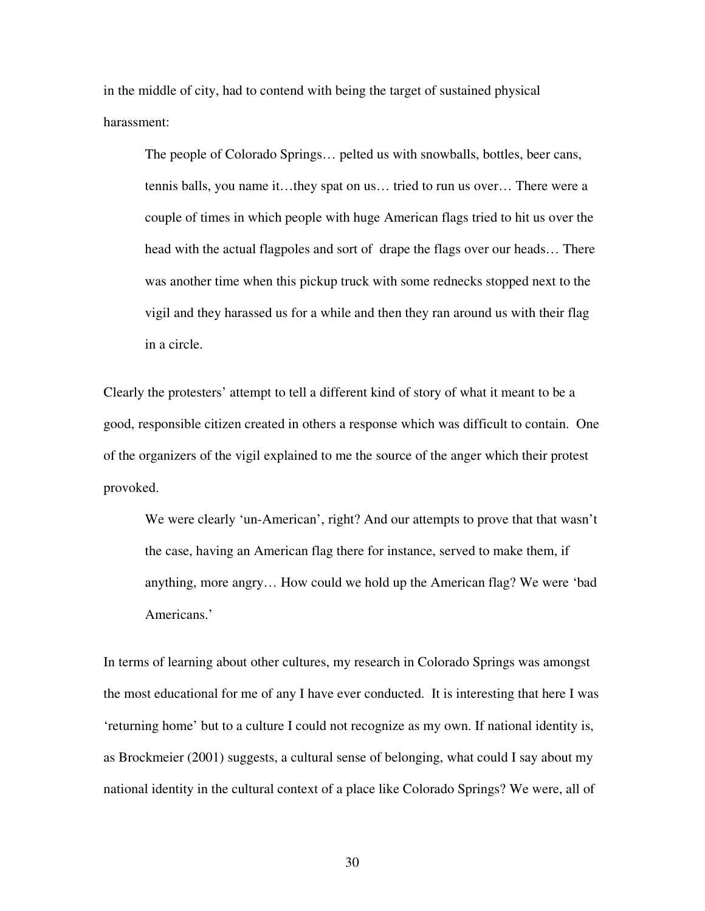in the middle of city, had to contend with being the target of sustained physical harassment:

> The people of Colorado Springs… pelted us with snowballs, bottles, beer cans, tennis balls, you name it…they spat on us… tried to run us over… There were a couple of times in which people with huge American flags tried to hit us over the head with the actual flagpoles and sort of drape the flags over our heads… There was another time when this pickup truck with some rednecks stopped next to the vigil and they harassed us for a while and then they ran around us with their flag in a circle.

Clearly the protesters' attempt to tell a different kind of story of what it meant to be a good, responsible citizen created in others a response which was difficult to contain. One of the organizers of the vigil explained to me the source of the anger which their protest provoked.

> We were clearly 'un-American', right? And our attempts to prove that that wasn't the case, having an American flag there for instance, served to make them, if anything, more angry… How could we hold up the American flag? We were 'bad Americans.'

In terms of learning about other cultures, my research in Colorado Springs was amongst the most educational for me of any I have ever conducted. It is interesting that here I was 'returning home' but to a culture I could not recognize as my own. If national identity is, as Brockmeier (2001) suggests, a cultural sense of belonging, what could I say about my national identity in the cultural context of a place like Colorado Springs? We were, all of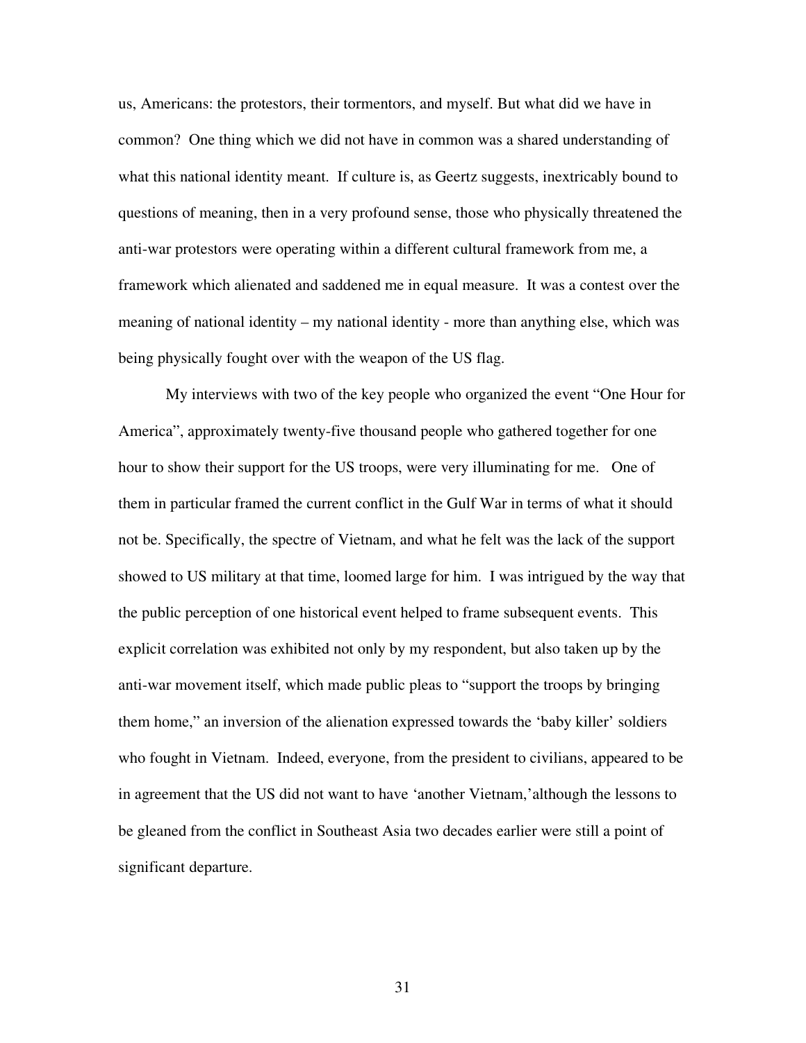us, Americans: the protestors, their tormentors, and myself. But what did we have in common? One thing which we did not have in common was a shared understanding of what this national identity meant. If culture is, as Geertz suggests, inextricably bound to questions of meaning, then in a very profound sense, those who physically threatened the anti-war protestors were operating within a different cultural framework from me, a framework which alienated and saddened me in equal measure. It was a contest over the meaning of national identity – my national identity - more than anything else, which was being physically fought over with the weapon of the US flag.

My interviews with two of the key people who organized the event "One Hour for America", approximately twenty-five thousand people who gathered together for one hour to show their support for the US troops, were very illuminating for me. One of them in particular framed the current conflict in the Gulf War in terms of what it should not be. Specifically, the spectre of Vietnam, and what he felt was the lack of the support showed to US military at that time, loomed large for him. I was intrigued by the way that the public perception of one historical event helped to frame subsequent events. This explicit correlation was exhibited not only by my respondent, but also taken up by the anti-war movement itself, which made public pleas to "support the troops by bringing them home," an inversion of the alienation expressed towards the 'baby killer' soldiers who fought in Vietnam. Indeed, everyone, from the president to civilians, appeared to be in agreement that the US did not want to have 'another Vietnam,'although the lessons to be gleaned from the conflict in Southeast Asia two decades earlier were still a point of significant departure.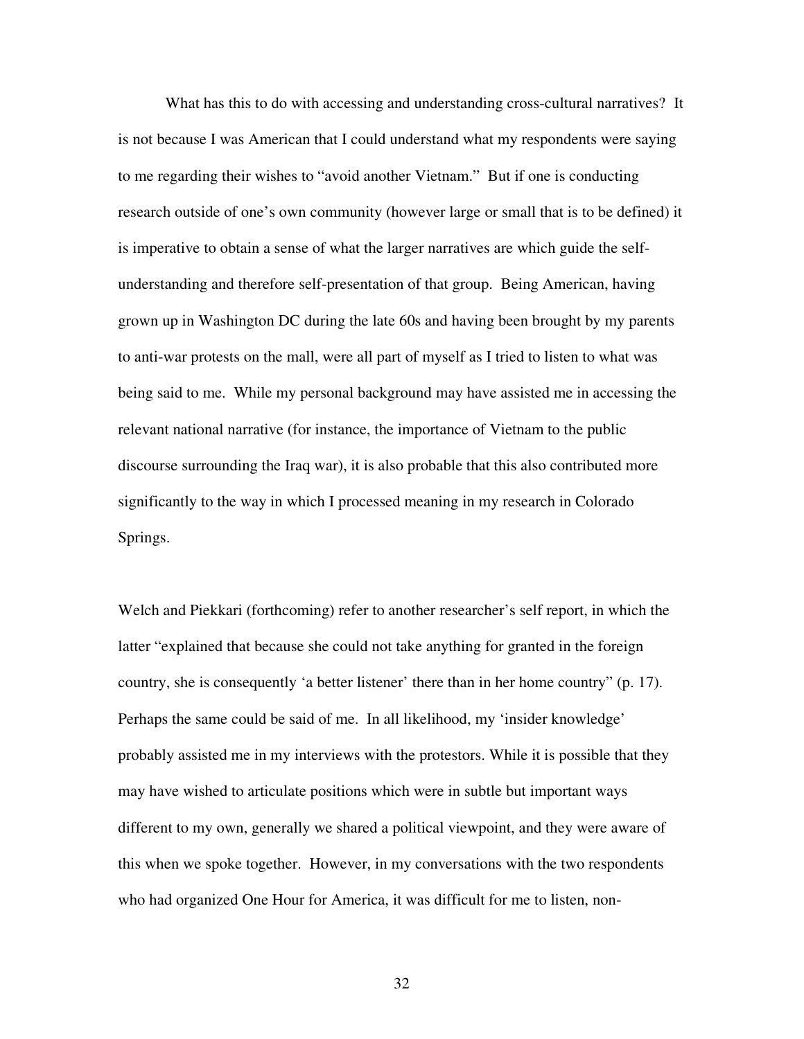What has this to do with accessing and understanding cross-cultural narratives? It is not because I was American that I could understand what my respondents were saying to me regarding their wishes to "avoid another Vietnam." But if one is conducting research outside of one's own community (however large or small that is to be defined) it is imperative to obtain a sense of what the larger narratives are which guide the self-understanding and therefore self-presentation of that group. Being American, having grown up in Washington DC during the late 60s and having been brought by my parents to anti-war protests on the mall, were all part of myself as I tried to listen to what was being said to me. While my personal background may have assisted me in accessing the relevant national narrative (for instance, the importance of Vietnam to the public discourse surrounding the Iraq war), it is also probable that this also contributed more significantly to the way in which I processed meaning in my research in Colorado Springs.

Welch and Piekkari (forthcoming) refer to another researcher's self report, in which the latter "explained that because she could not take anything for granted in the foreign country, she is consequently 'a better listener' there than in her home country" (p. 17). Perhaps the same could be said of me. In all likelihood, my 'insider knowledge' probably assisted me in my interviews with the protestors. While it is possible that they may have wished to articulate positions which were in subtle but important ways different to my own, generally we shared a political viewpoint, and they were aware of this when we spoke together. However, in my conversations with the two respondents who had organized One Hour for America, it was difficult for me to listen, non-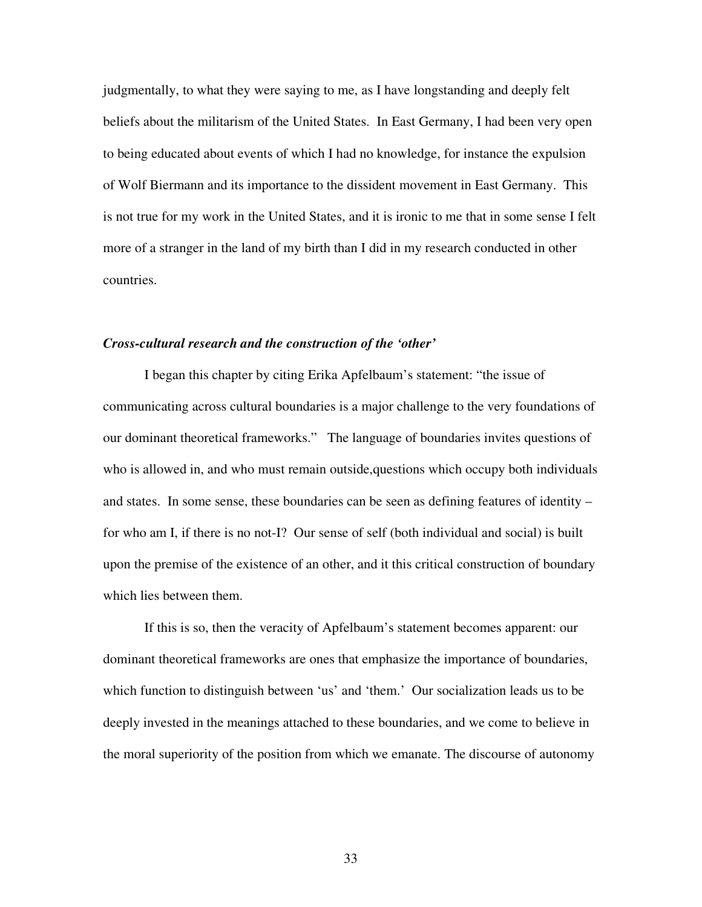judgmentally, to what they were saying to me, as I have longstanding and deeply felt beliefs about the militarism of the United States. In East Germany, I had been very open to being educated about events of which I had no knowledge, for instance the expulsion of Wolf Biermann and its importance to the dissident movement in East Germany. This is not true for my work in the United States, and it is ironic to me that in some sense I felt more of a stranger in the land of my birth than I did in my research conducted in other countries.

### *Cross-cultural research and the construction of the 'other'*

I began this chapter by citing Erika Apfelbaum's statement: "the issue of communicating across cultural boundaries is a major challenge to the very foundations of our dominant theoretical frameworks." The language of boundaries invites questions of who is allowed in, and who must remain outside,questions which occupy both individuals and states. In some sense, these boundaries can be seen as defining features of identity – for who am I, if there is no not-I? Our sense of self (both individual and social) is built upon the premise of the existence of an other, and it this critical construction of boundary which lies between them.

If this is so, then the veracity of Apfelbaum's statement becomes apparent: our dominant theoretical frameworks are ones that emphasize the importance of boundaries, which function to distinguish between 'us' and 'them.' Our socialization leads us to be deeply invested in the meanings attached to these boundaries, and we come to believe in the moral superiority of the position from which we emanate. The discourse of autonomy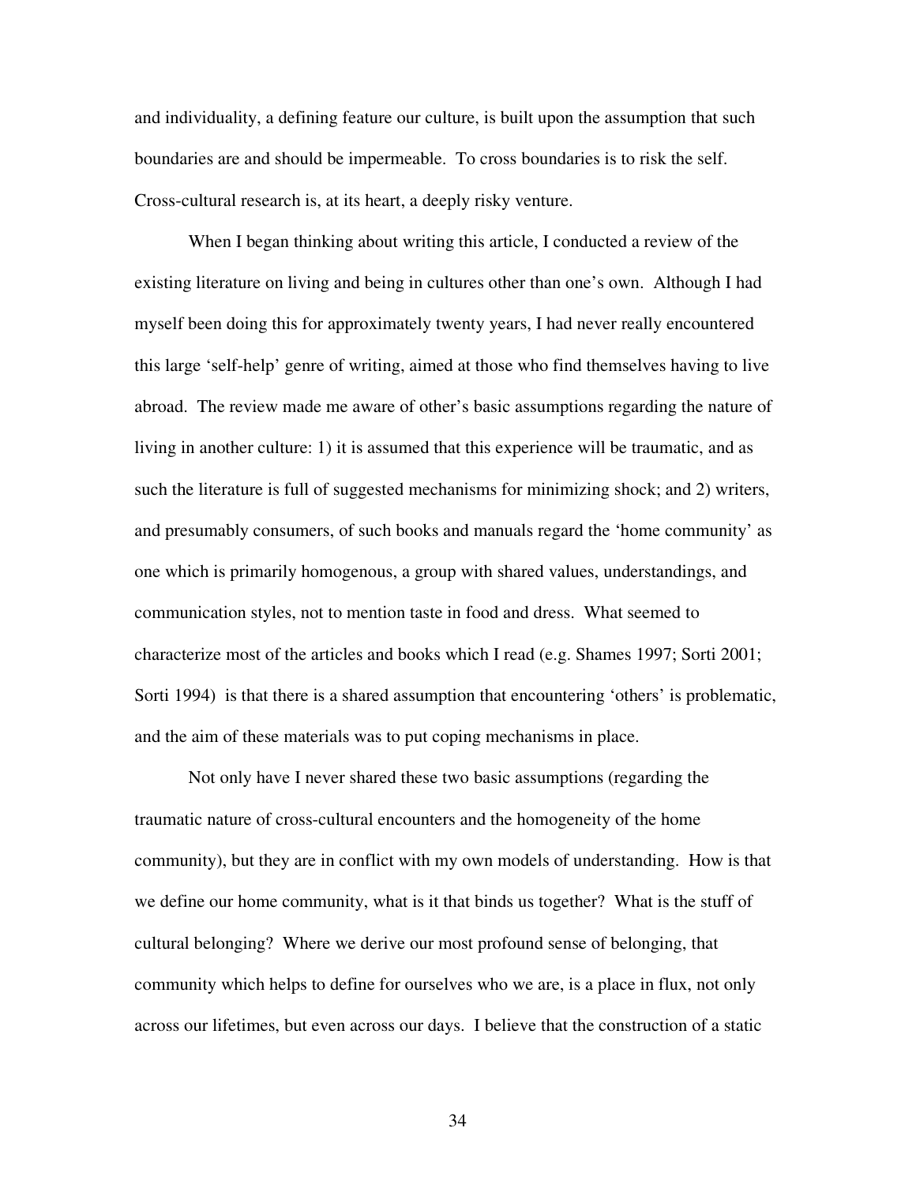and individuality, a defining feature our culture, is built upon the assumption that such boundaries are and should be impermeable. To cross boundaries is to risk the self. Cross-cultural research is, at its heart, a deeply risky venture.

When I began thinking about writing this article, I conducted a review of the existing literature on living and being in cultures other than one's own. Although I had myself been doing this for approximately twenty years, I had never really encountered this large 'self-help' genre of writing, aimed at those who find themselves having to live abroad. The review made me aware of other's basic assumptions regarding the nature of living in another culture: 1) it is assumed that this experience will be traumatic, and as such the literature is full of suggested mechanisms for minimizing shock; and 2) writers, and presumably consumers, of such books and manuals regard the 'home community' as one which is primarily homogenous, a group with shared values, understandings, and communication styles, not to mention taste in food and dress. What seemed to characterize most of the articles and books which I read (e.g. Shames 1997; Sorti 2001; Sorti 1994) is that there is a shared assumption that encountering 'others' is problematic, and the aim of these materials was to put coping mechanisms in place.

Not only have I never shared these two basic assumptions (regarding the traumatic nature of cross-cultural encounters and the homogeneity of the home community), but they are in conflict with my own models of understanding. How is that we define our home community, what is it that binds us together? What is the stuff of cultural belonging? Where we derive our most profound sense of belonging, that community which helps to define for ourselves who we are, is a place in flux, not only across our lifetimes, but even across our days. I believe that the construction of a static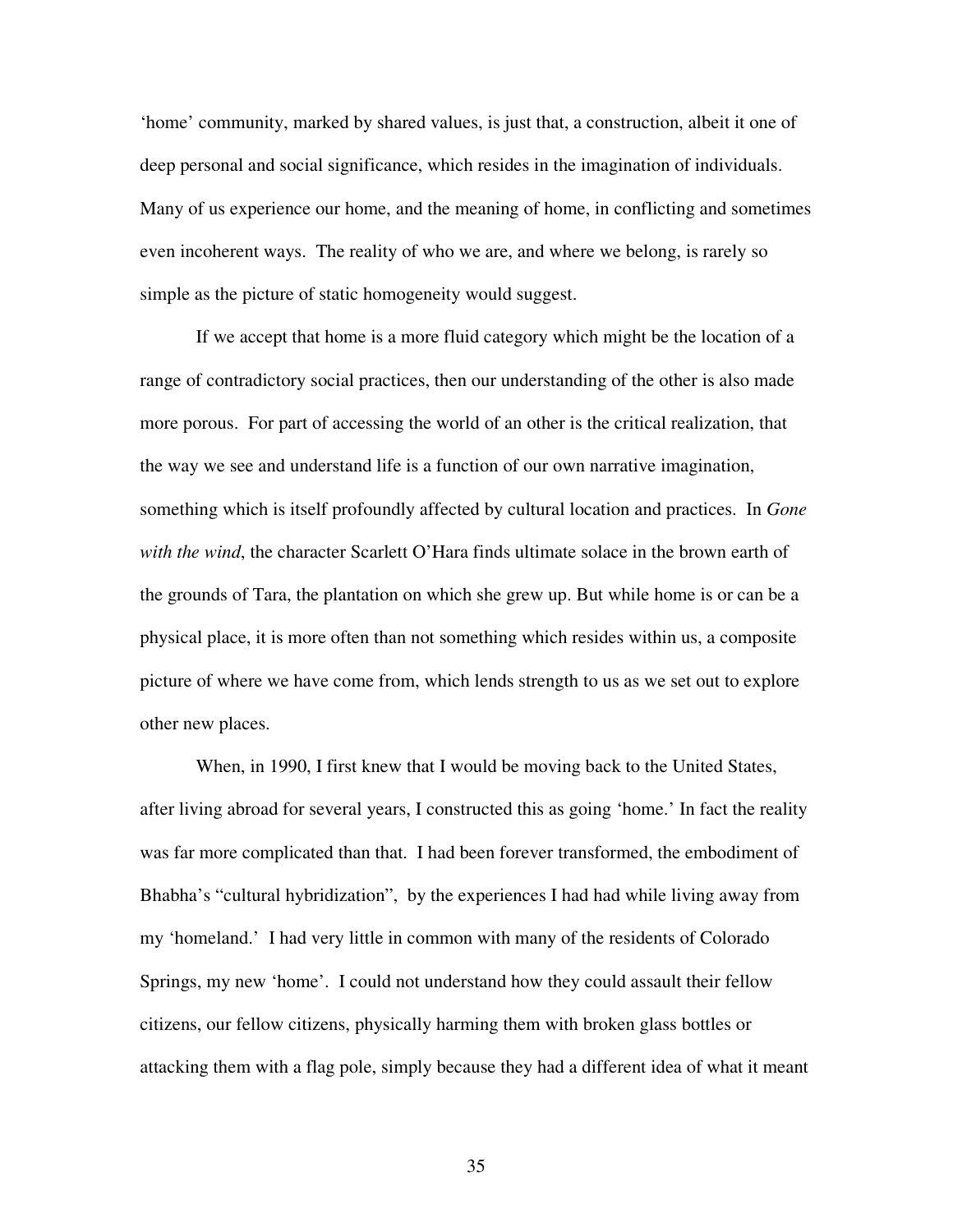'home' community, marked by shared values, is just that, a construction, albeit it one of deep personal and social significance, which resides in the imagination of individuals. Many of us experience our home, and the meaning of home, in conflicting and sometimes even incoherent ways. The reality of who we are, and where we belong, is rarely so simple as the picture of static homogeneity would suggest.

If we accept that home is a more fluid category which might be the location of a range of contradictory social practices, then our understanding of the other is also made more porous. For part of accessing the world of an other is the critical realization, that the way we see and understand life is a function of our own narrative imagination, something which is itself profoundly affected by cultural location and practices. In *Gone with the wind*, the character Scarlett O'Hara finds ultimate solace in the brown earth of the grounds of Tara, the plantation on which she grew up. But while home is or can be a physical place, it is more often than not something which resides within us, a composite picture of where we have come from, which lends strength to us as we set out to explore other new places.

When, in 1990, I first knew that I would be moving back to the United States, after living abroad for several years, I constructed this as going 'home.' In fact the reality was far more complicated than that. I had been forever transformed, the embodiment of Bhabha's "cultural hybridization", by the experiences I had had while living away from my 'homeland.' I had very little in common with many of the residents of Colorado Springs, my new 'home'. I could not understand how they could assault their fellow citizens, our fellow citizens, physically harming them with broken glass bottles or attacking them with a flag pole, simply because they had a different idea of what it meant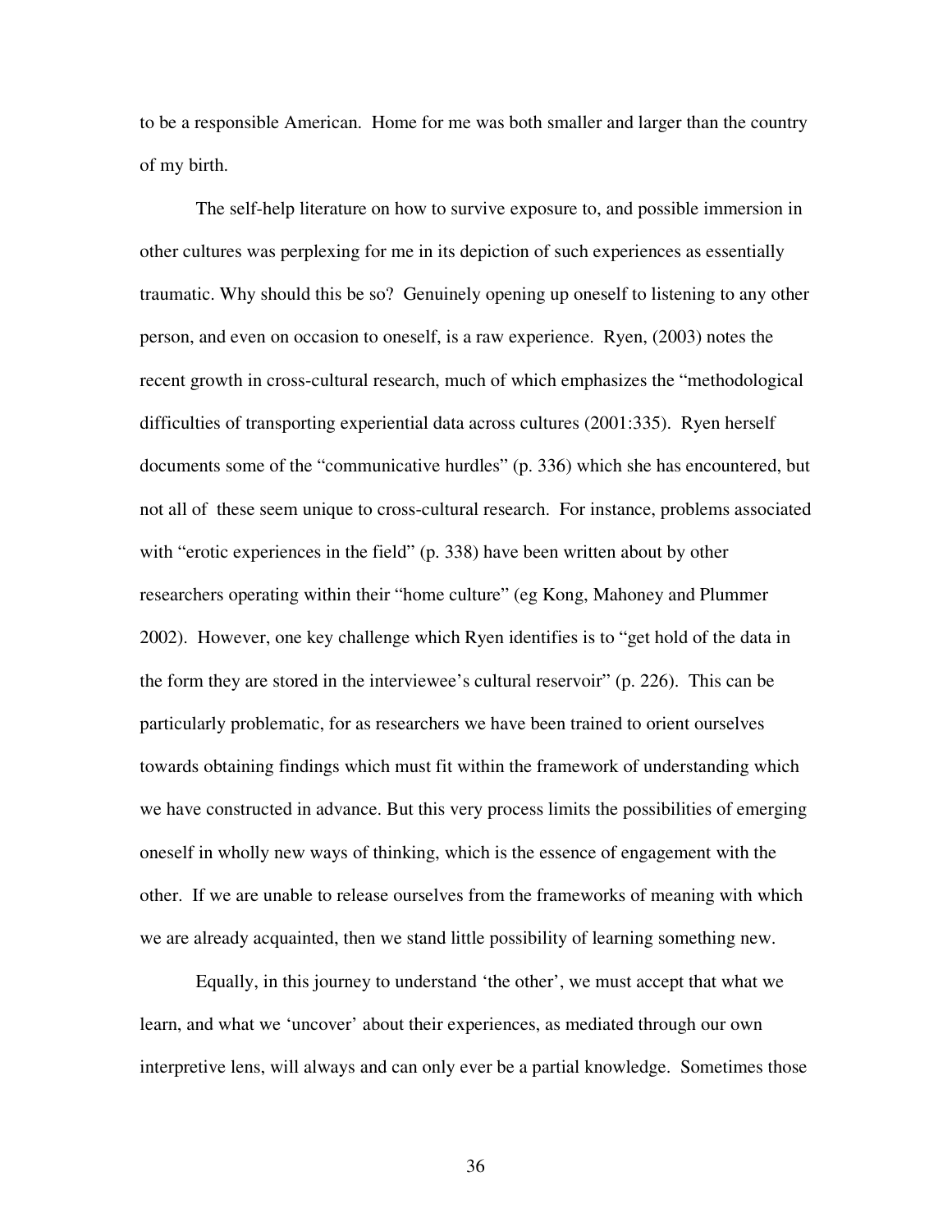to be a responsible American. Home for me was both smaller and larger than the country of my birth.

The self-help literature on how to survive exposure to, and possible immersion in other cultures was perplexing for me in its depiction of such experiences as essentially traumatic. Why should this be so? Genuinely opening up oneself to listening to any other person, and even on occasion to oneself, is a raw experience. Ryen, (2003) notes the recent growth in cross-cultural research, much of which emphasizes the "methodological difficulties of transporting experiential data across cultures (2001:335). Ryen herself documents some of the "communicative hurdles" (p. 336) which she has encountered, but not all of these seem unique to cross-cultural research. For instance, problems associated with "erotic experiences in the field" (p. 338) have been written about by other researchers operating within their "home culture" (eg Kong, Mahoney and Plummer 2002). However, one key challenge which Ryen identifies is to "get hold of the data in the form they are stored in the interviewee's cultural reservoir" (p. 226). This can be particularly problematic, for as researchers we have been trained to orient ourselves towards obtaining findings which must fit within the framework of understanding which we have constructed in advance. But this very process limits the possibilities of emerging oneself in wholly new ways of thinking, which is the essence of engagement with the other. If we are unable to release ourselves from the frameworks of meaning with which we are already acquainted, then we stand little possibility of learning something new.

Equally, in this journey to understand 'the other', we must accept that what we learn, and what we 'uncover' about their experiences, as mediated through our own interpretive lens, will always and can only ever be a partial knowledge. Sometimes those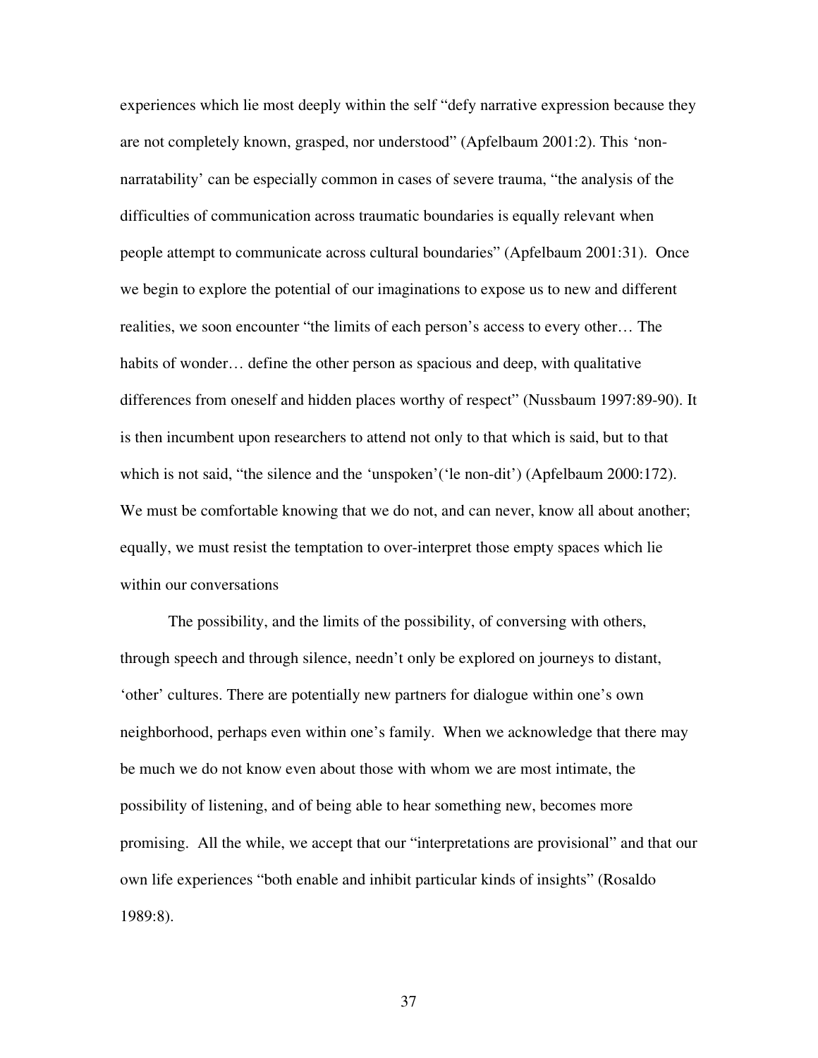experiences which lie most deeply within the self "defy narrative expression because they are not completely known, grasped, nor understood" (Apfelbaum 2001:2). This 'non-narratability' can be especially common in cases of severe trauma, "the analysis of the difficulties of communication across traumatic boundaries is equally relevant when people attempt to communicate across cultural boundaries" (Apfelbaum 2001:31). Once we begin to explore the potential of our imaginations to expose us to new and different realities, we soon encounter "the limits of each person's access to every other… The habits of wonder… define the other person as spacious and deep, with qualitative differences from oneself and hidden places worthy of respect" (Nussbaum 1997:89-90). It is then incumbent upon researchers to attend not only to that which is said, but to that which is not said, "the silence and the 'unspoken'('le non-dit') (Apfelbaum 2000:172). We must be comfortable knowing that we do not, and can never, know all about another; equally, we must resist the temptation to over-interpret those empty spaces which lie within our conversations

The possibility, and the limits of the possibility, of conversing with others, through speech and through silence, needn't only be explored on journeys to distant, 'other' cultures. There are potentially new partners for dialogue within one's own neighborhood, perhaps even within one's family. When we acknowledge that there may be much we do not know even about those with whom we are most intimate, the possibility of listening, and of being able to hear something new, becomes more promising. All the while, we accept that our "interpretations are provisional" and that our own life experiences "both enable and inhibit particular kinds of insights" (Rosaldo 1989:8).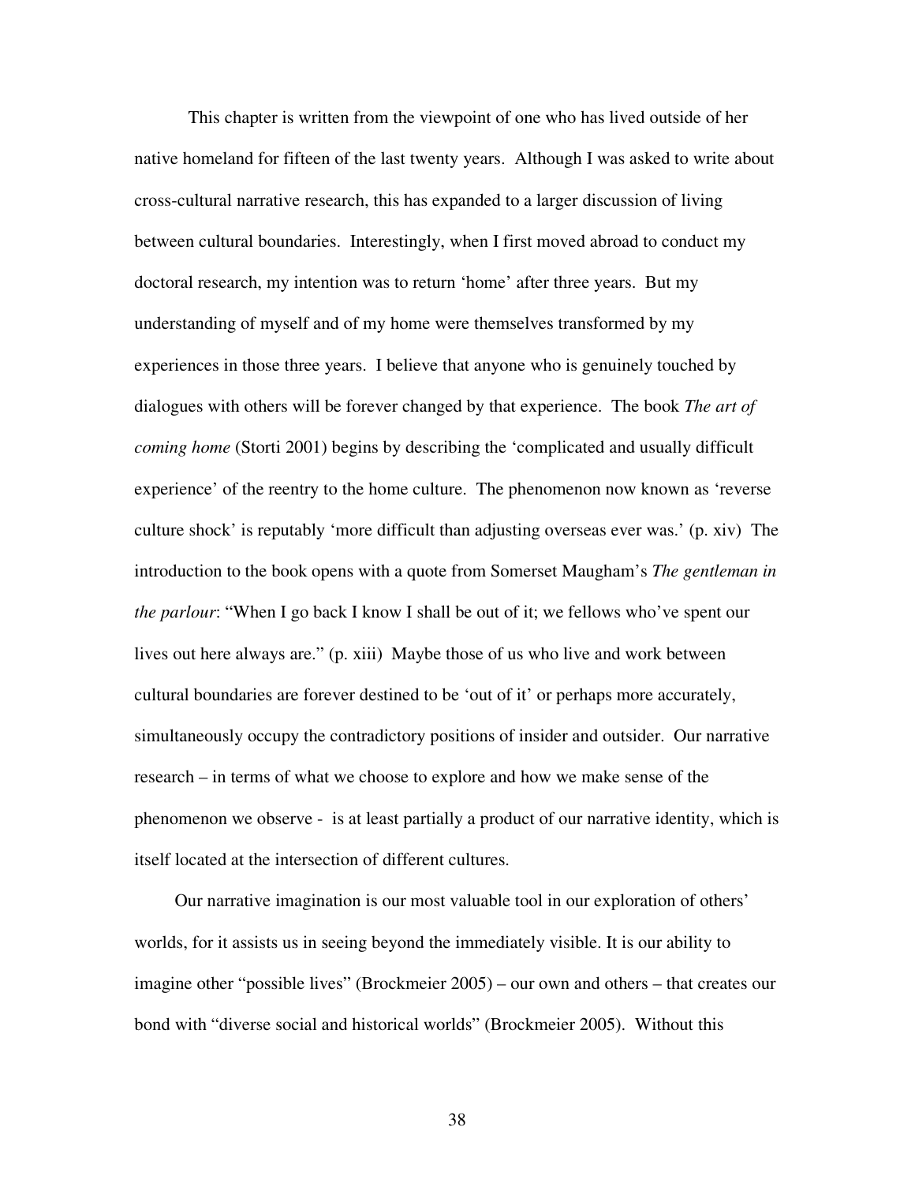This chapter is written from the viewpoint of one who has lived outside of her native homeland for fifteen of the last twenty years. Although I was asked to write about cross-cultural narrative research, this has expanded to a larger discussion of living between cultural boundaries. Interestingly, when I first moved abroad to conduct my doctoral research, my intention was to return 'home' after three years. But my understanding of myself and of my home were themselves transformed by my experiences in those three years. I believe that anyone who is genuinely touched by dialogues with others will be forever changed by that experience. The book *The art of coming home* (Storti 2001) begins by describing the 'complicated and usually difficult experience' of the reentry to the home culture. The phenomenon now known as 'reverse culture shock' is reputably 'more difficult than adjusting overseas ever was.' (p. xiv) The introduction to the book opens with a quote from Somerset Maugham's *The gentleman in the parlour*: "When I go back I know I shall be out of it; we fellows who've spent our lives out here always are." (p. xiii) Maybe those of us who live and work between cultural boundaries are forever destined to be 'out of it' or perhaps more accurately, simultaneously occupy the contradictory positions of insider and outsider. Our narrative research – in terms of what we choose to explore and how we make sense of the phenomenon we observe - is at least partially a product of our narrative identity, which is itself located at the intersection of different cultures.

Our narrative imagination is our most valuable tool in our exploration of others' worlds, for it assists us in seeing beyond the immediately visible. It is our ability to imagine other "possible lives" (Brockmeier 2005) – our own and others – that creates our bond with "diverse social and historical worlds" (Brockmeier 2005). Without this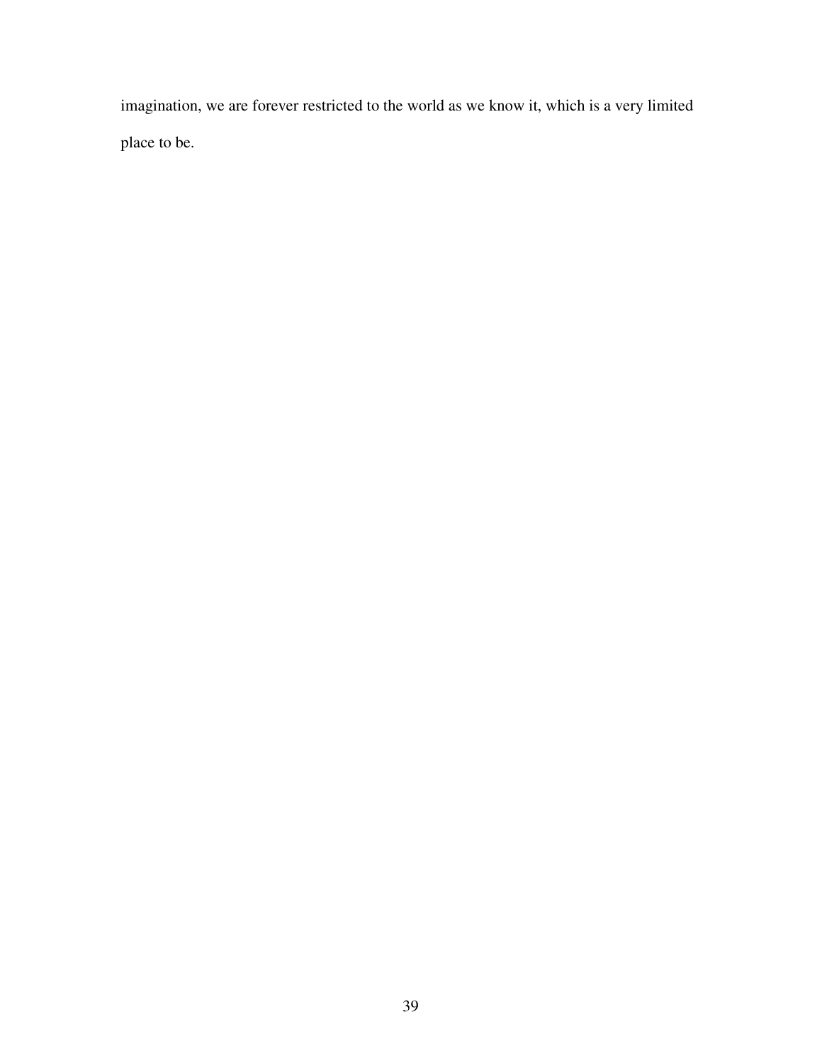imagination, we are forever restricted to the world as we know it, which is a very limited place to be.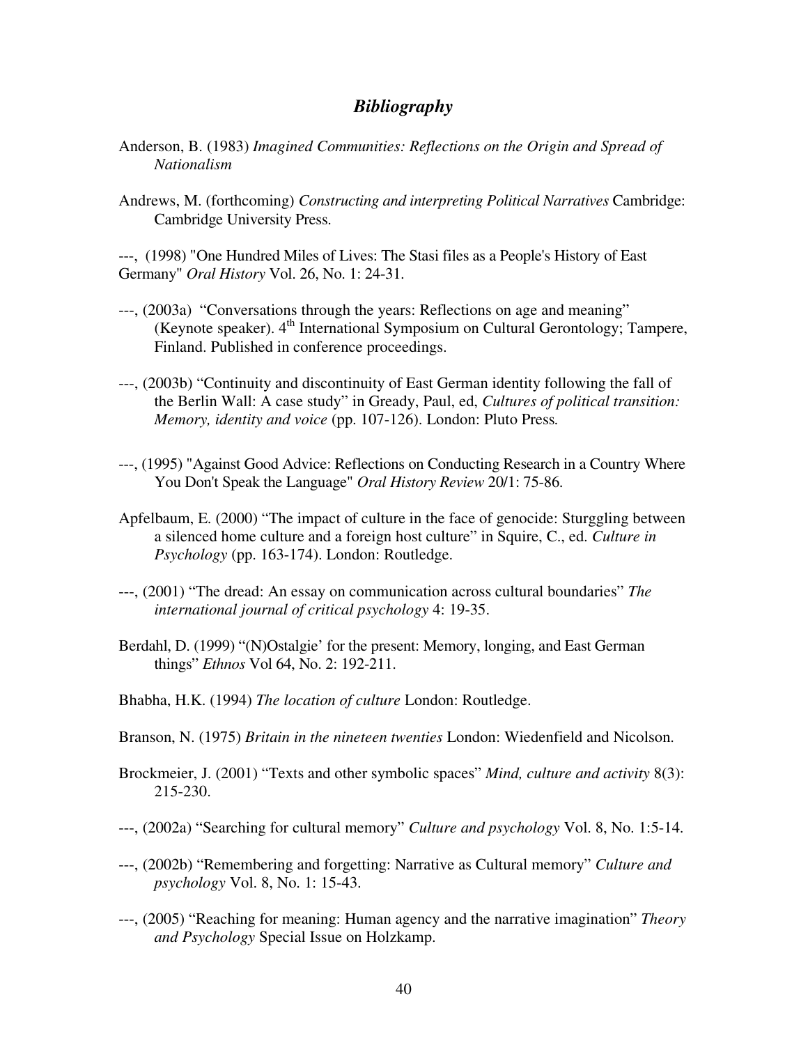## *Bibliography*

Anderson, B. (1983) *Imagined Communities: Reflections on the Origin and Spread of Nationalism*

Andrews, M. (forthcoming) *Constructing and interpreting Political Narratives* Cambridge: Cambridge University Press.

---, (1998) "One Hundred Miles of Lives: The Stasi files as a People's History of East Germany" *Oral History* Vol. 26, No. 1: 24-31.

---, (2003a) "Conversations through the years: Reflections on age and meaning" (Keynote speaker). 4th International Symposium on Cultural Gerontology; Tampere, Finland. Published in conference proceedings.

---, (2003b) "Continuity and discontinuity of East German identity following the fall of the Berlin Wall: A case study" in Gready, Paul, ed, *Cultures of political transition: Memory, identity and voice* (pp. 107-126). London: Pluto Press.

---, (1995) "Against Good Advice: Reflections on Conducting Research in a Country Where You Don't Speak the Language" *Oral History Review* 20/1: 75-86.

Apfelbaum, E. (2000) "The impact of culture in the face of genocide: Sturggling between a silenced home culture and a foreign host culture" in Squire, C., ed. *Culture in Psychology* (pp. 163-174). London: Routledge.

---, (2001) "The dread: An essay on communication across cultural boundaries" *The international journal of critical psychology* 4: 19-35.

Berdahl, D. (1999) "(N)Ostalgie' for the present: Memory, longing, and East German things" *Ethnos* Vol 64, No. 2: 192-211.

Bhabha, H.K. (1994) *The location of culture* London: Routledge.

Branson, N. (1975) *Britain in the nineteen twenties* London: Wiedenfield and Nicolson.

Brockmeier, J. (2001) "Texts and other symbolic spaces" *Mind, culture and activity* 8(3): 215-230.

---, (2002a) "Searching for cultural memory" *Culture and psychology* Vol. 8, No. 1:5-14.

---, (2002b) "Remembering and forgetting: Narrative as Cultural memory" *Culture and psychology* Vol. 8, No. 1: 15-43.

---, (2005) "Reaching for meaning: Human agency and the narrative imagination" *Theory and Psychology* Special Issue on Holzkamp.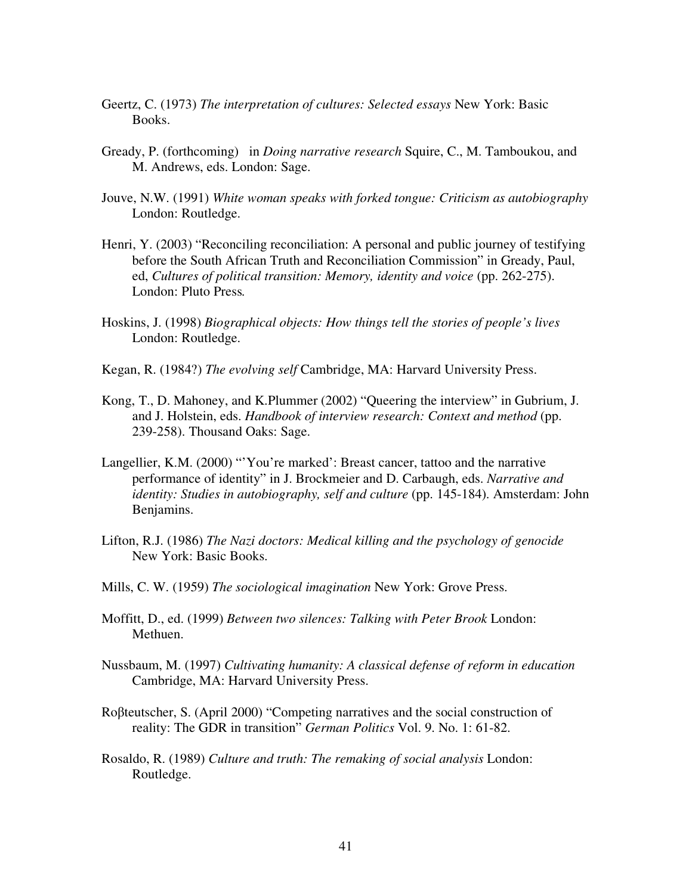Geertz, C. (1973) *The interpretation of cultures: Selected essays* New York: Basic Books.

Gready, P. (forthcoming)   in *Doing narrative research* Squire, C., M. Tamboukou, and M. Andrews, eds. London: Sage.

Jouve, N.W. (1991) *White woman speaks with forked tongue: Criticism as autobiography* London: Routledge.

Henri, Y. (2003) "Reconciling reconciliation: A personal and public journey of testifying before the South African Truth and Reconciliation Commission" in Gready, Paul, ed, *Cultures of political transition: Memory, identity and voice* (pp. 262-275). London: Pluto Press*.*

Hoskins, J. (1998) *Biographical objects: How things tell the stories of people's lives* London: Routledge.

Kegan, R. (1984?) *The evolving self* Cambridge, MA: Harvard University Press.

Kong, T., D. Mahoney, and K.Plummer (2002) "Queering the interview" in Gubrium, J. and J. Holstein, eds. *Handbook of interview research: Context and method* (pp. 239-258). Thousand Oaks: Sage.

Langellier, K.M. (2000) "'You're marked': Breast cancer, tattoo and the narrative performance of identity" in J. Brockmeier and D. Carbaugh, eds. *Narrative and identity: Studies in autobiography, self and culture* (pp. 145-184). Amsterdam: John Benjamins.

Lifton, R.J. (1986) *The Nazi doctors: Medical killing and the psychology of genocide* New York: Basic Books.

Mills, C. W. (1959) *The sociological imagination* New York: Grove Press.

Moffitt, D., ed. (1999) *Between two silences: Talking with Peter Brook* London: Methuen.

Nussbaum, M. (1997) *Cultivating humanity: A classical defense of reform in education* Cambridge, MA: Harvard University Press.

Roβteutscher, S. (April 2000) "Competing narratives and the social construction of reality: The GDR in transition" *German Politics* Vol. 9. No. 1: 61-82.

Rosaldo, R. (1989) *Culture and truth: The remaking of social analysis* London: Routledge.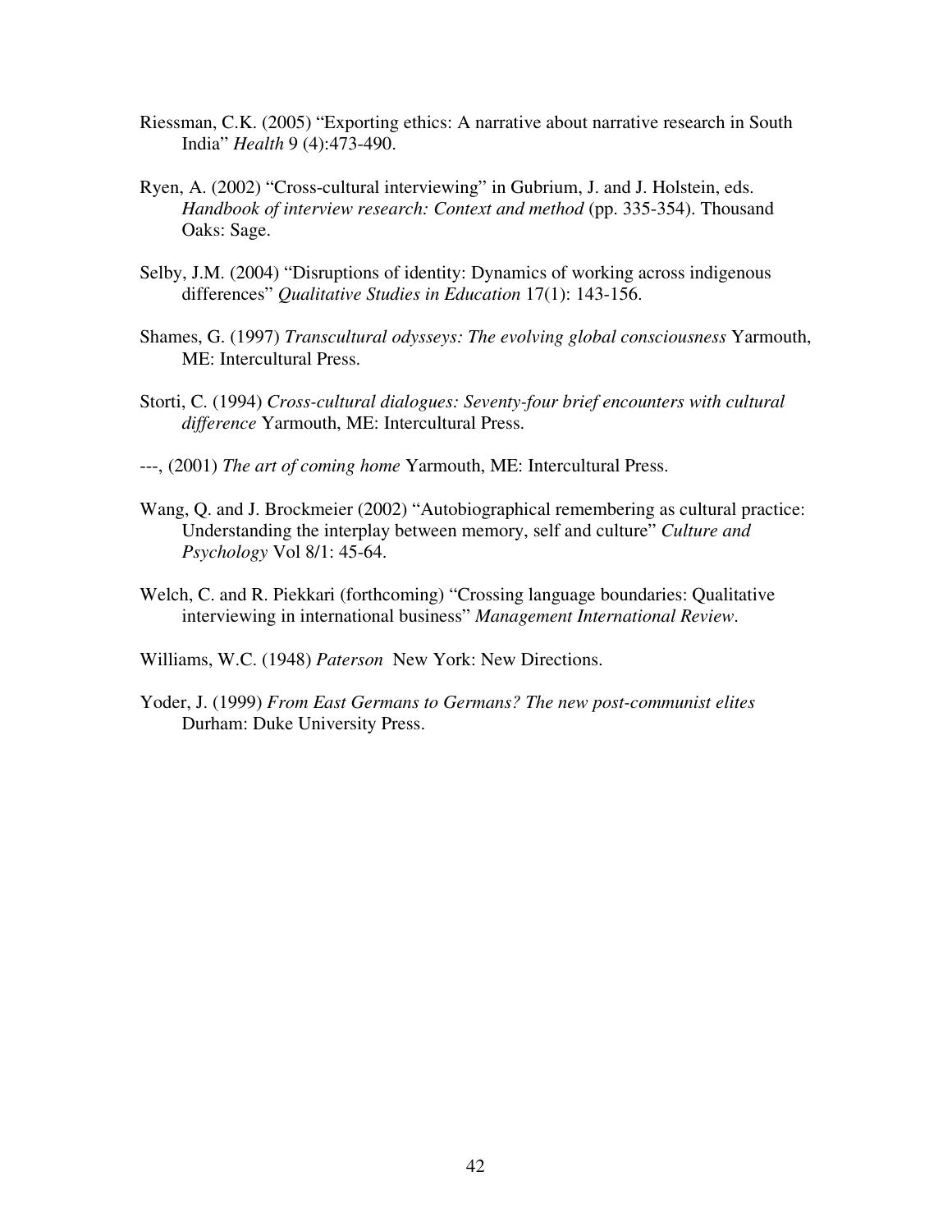Riessman, C.K. (2005) “Exporting ethics: A narrative about narrative research in South India” *Health* 9 (4):473-490.

Ryen, A. (2002) “Cross-cultural interviewing” in Gubrium, J. and J. Holstein, eds. *Handbook of interview research: Context and method* (pp. 335-354). Thousand Oaks: Sage.

Selby, J.M. (2004) “Disruptions of identity: Dynamics of working across indigenous differences” *Qualitative Studies in Education* 17(1): 143-156.

Shames, G. (1997) *Transcultural odysseys: The evolving global consciousness* Yarmouth, ME: Intercultural Press.

Storti, C. (1994) *Cross-cultural dialogues: Seventy-four brief encounters with cultural difference* Yarmouth, ME: Intercultural Press.

---, (2001) *The art of coming home* Yarmouth, ME: Intercultural Press.

Wang, Q. and J. Brockmeier (2002) “Autobiographical remembering as cultural practice: Understanding the interplay between memory, self and culture” *Culture and Psychology* Vol 8/1: 45-64.

Welch, C. and R. Piekkari (forthcoming) “Crossing language boundaries: Qualitative interviewing in international business” *Management International Review*.

Williams, W.C. (1948) *Paterson* New York: New Directions.

Yoder, J. (1999) *From East Germans to Germans? The new post-communist elites* Durham: Duke University Press.